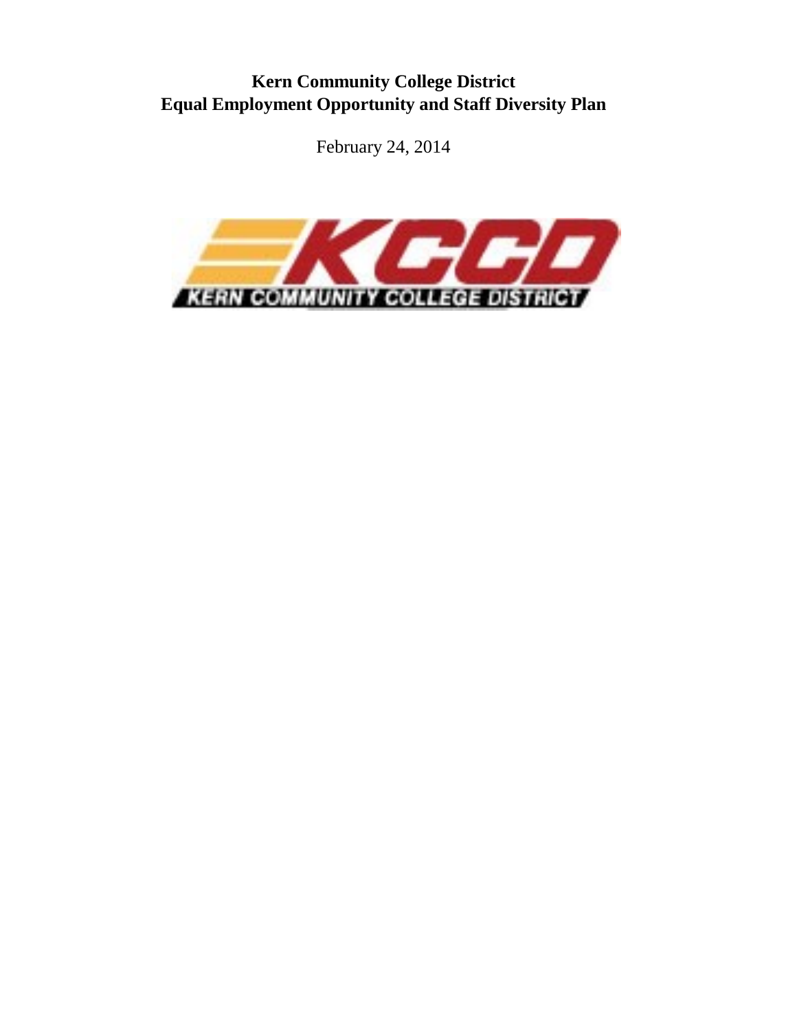# Kern Community College District
# Equal Employment Opportunity and Staff Diversity Plan

February 24, 2014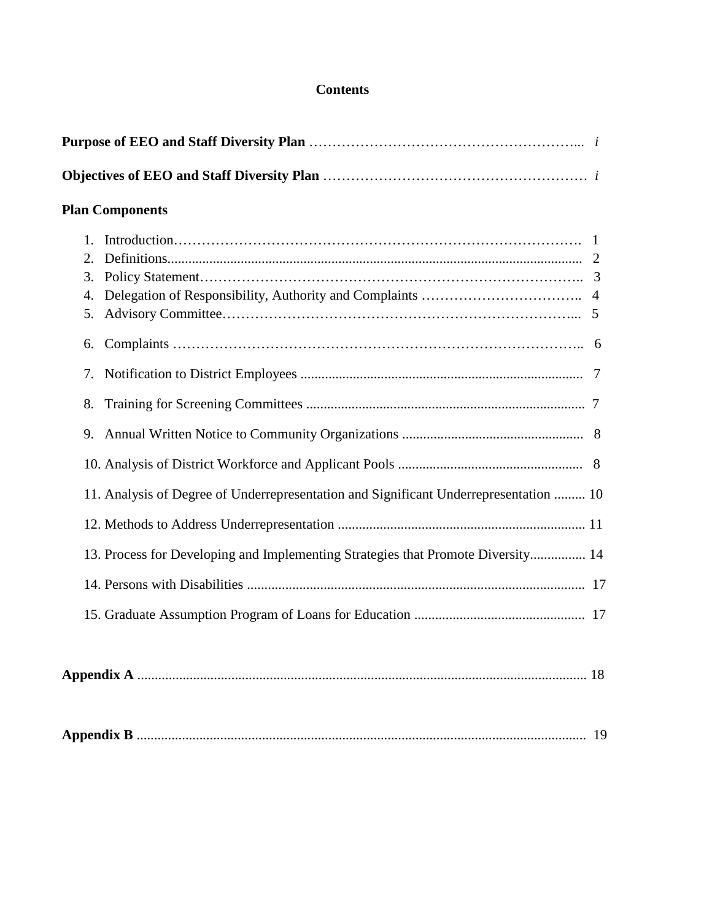# Contents

**Purpose of EEO and Staff Diversity Plan** ………………………………………………... *i*

**Objectives of EEO and Staff Diversity Plan** ……………………………………………… *i*

**Plan Components**

1. Introduction………………………………………………………………………. 1
2. Definitions........................................................................................................ 2
3. Policy Statement……………………………………………………………….. 3
4. Delegation of Responsibility, Authority and Complaints …………………………….. 4
5. Advisory Committee……………………………………………………………... 5
6. Complaints ……………………………………………………………………….. 6
7. Notification to District Employees ................................................................. 7
8. Training for Screening Committees ................................................................ 7
9. Annual Written Notice to Community Organizations .................................... 8
10. Analysis of District Workforce and Applicant Pools ..................................... 8
11. Analysis of Degree of Underrepresentation and Significant Underrepresentation ......... 10
12. Methods to Address Underrepresentation ....................................................... 11
13. Process for Developing and Implementing Strategies that Promote Diversity................ 14
14. Persons with Disabilities ................................................................................ 17
15. Graduate Assumption Program of Loans for Education ................................. 17

**Appendix A** ................................................................................................................ 18

**Appendix B** ................................................................................................................ 19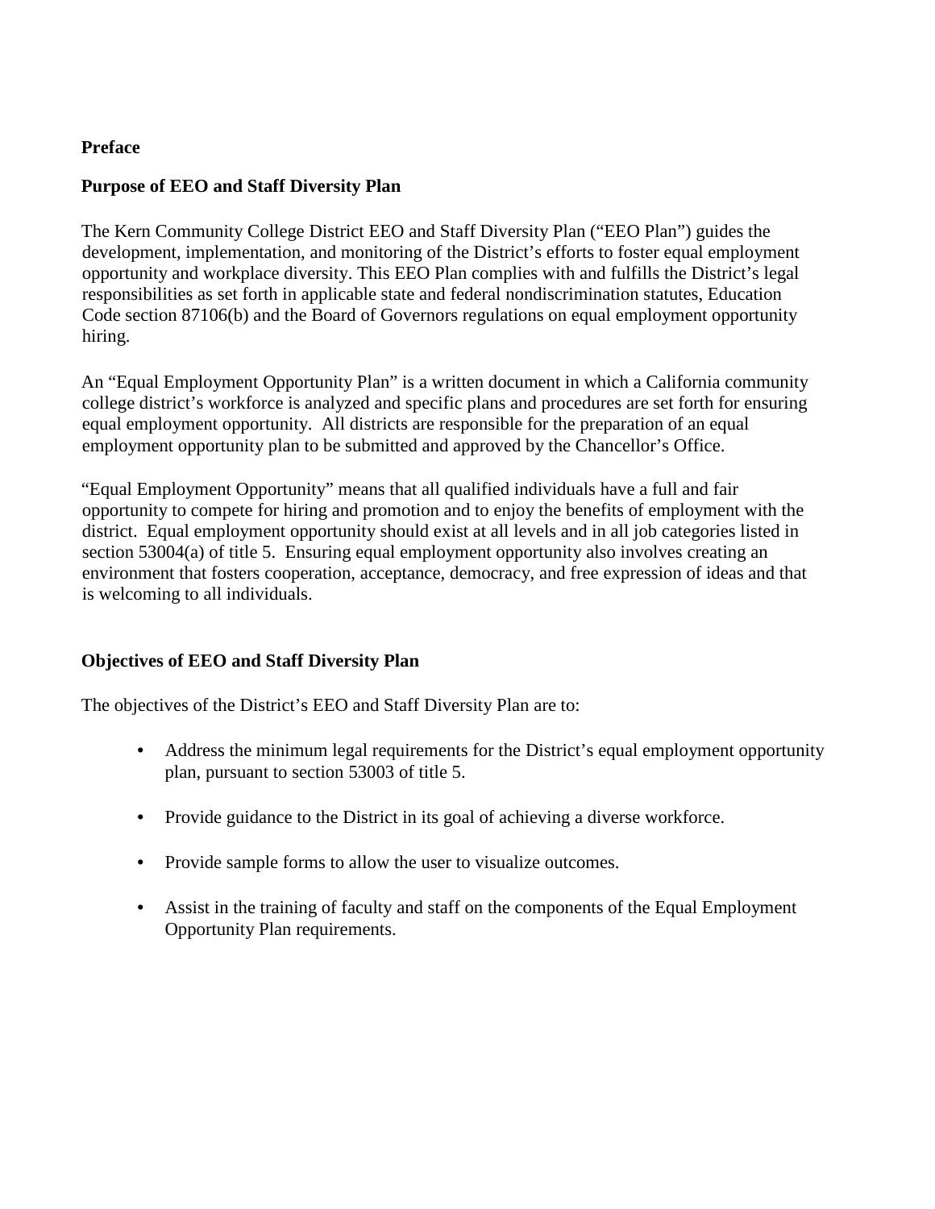## Preface

### Purpose of EEO and Staff Diversity Plan

The Kern Community College District EEO and Staff Diversity Plan ("EEO Plan") guides the development, implementation, and monitoring of the District's efforts to foster equal employment opportunity and workplace diversity. This EEO Plan complies with and fulfills the District's legal responsibilities as set forth in applicable state and federal nondiscrimination statutes, Education Code section 87106(b) and the Board of Governors regulations on equal employment opportunity hiring.

An "Equal Employment Opportunity Plan" is a written document in which a California community college district's workforce is analyzed and specific plans and procedures are set forth for ensuring equal employment opportunity. All districts are responsible for the preparation of an equal employment opportunity plan to be submitted and approved by the Chancellor's Office.

"Equal Employment Opportunity" means that all qualified individuals have a full and fair opportunity to compete for hiring and promotion and to enjoy the benefits of employment with the district. Equal employment opportunity should exist at all levels and in all job categories listed in section 53004(a) of title 5. Ensuring equal employment opportunity also involves creating an environment that fosters cooperation, acceptance, democracy, and free expression of ideas and that is welcoming to all individuals.

### Objectives of EEO and Staff Diversity Plan

The objectives of the District's EEO and Staff Diversity Plan are to:

- Address the minimum legal requirements for the District's equal employment opportunity plan, pursuant to section 53003 of title 5.
- Provide guidance to the District in its goal of achieving a diverse workforce.
- Provide sample forms to allow the user to visualize outcomes.
- Assist in the training of faculty and staff on the components of the Equal Employment Opportunity Plan requirements.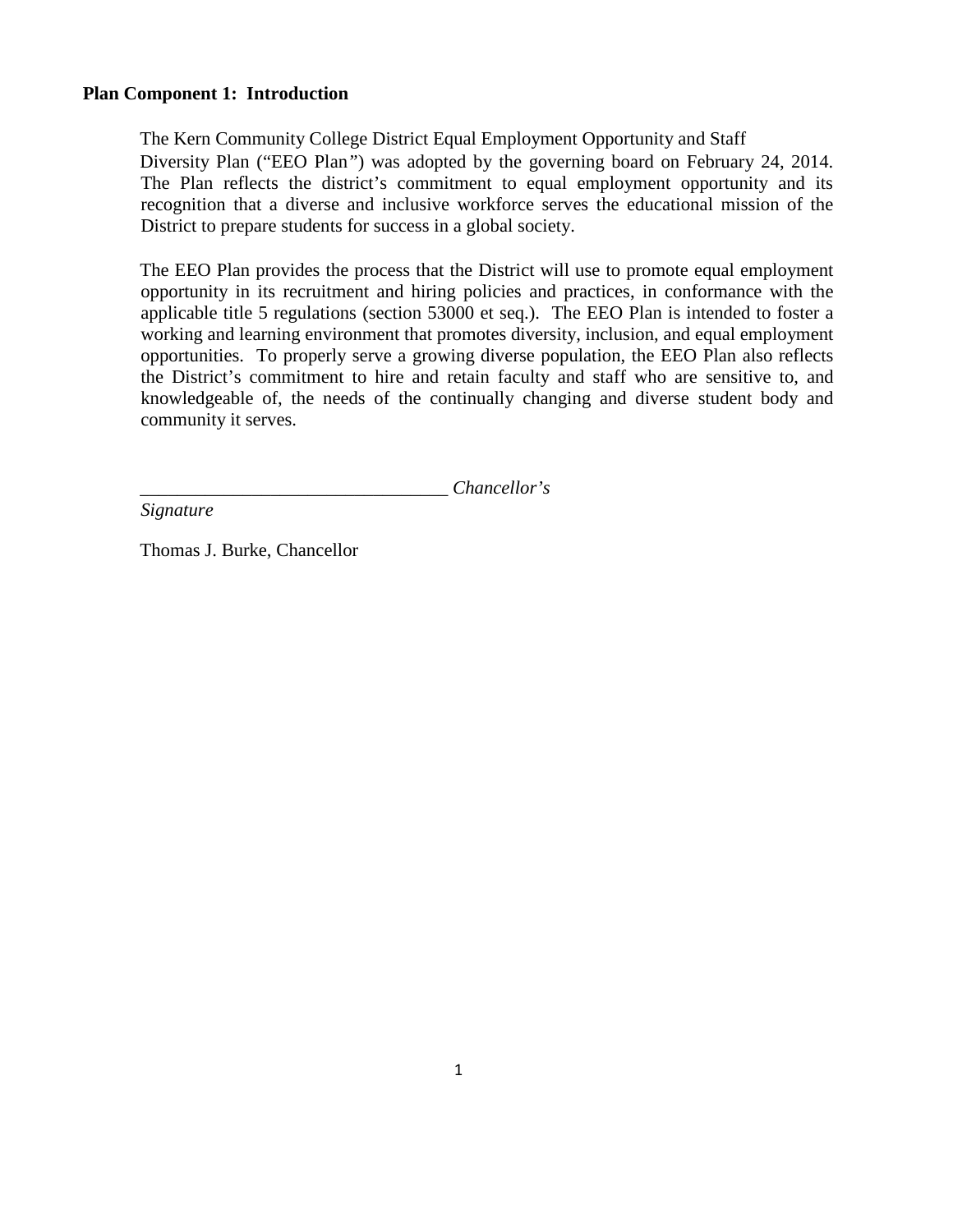**Plan Component 1: Introduction**

The Kern Community College District Equal Employment Opportunity and Staff Diversity Plan ("EEO Plan") was adopted by the governing board on February 24, 2014. The Plan reflects the district's commitment to equal employment opportunity and its recognition that a diverse and inclusive workforce serves the educational mission of the District to prepare students for success in a global society.

The EEO Plan provides the process that the District will use to promote equal employment opportunity in its recruitment and hiring policies and practices, in conformance with the applicable title 5 regulations (section 53000 et seq.). The EEO Plan is intended to foster a working and learning environment that promotes diversity, inclusion, and equal employment opportunities. To properly serve a growing diverse population, the EEO Plan also reflects the District's commitment to hire and retain faculty and staff who are sensitive to, and knowledgeable of, the needs of the continually changing and diverse student body and community it serves.

_________________________________ *Chancellor's Signature*

Thomas J. Burke, Chancellor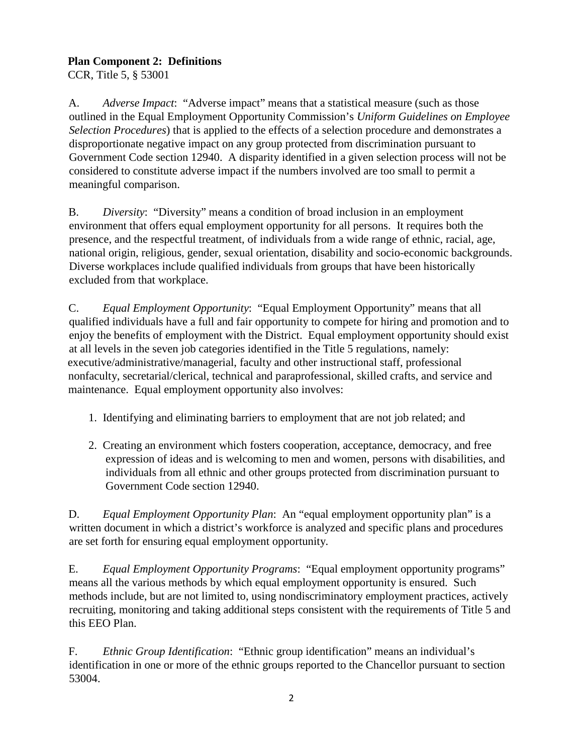**Plan Component 2: Definitions**
CCR, Title 5, § 53001

A. *Adverse Impact*: "Adverse impact" means that a statistical measure (such as those outlined in the Equal Employment Opportunity Commission's *Uniform Guidelines on Employee Selection Procedures*) that is applied to the effects of a selection procedure and demonstrates a disproportionate negative impact on any group protected from discrimination pursuant to Government Code section 12940. A disparity identified in a given selection process will not be considered to constitute adverse impact if the numbers involved are too small to permit a meaningful comparison.

B. *Diversity*: "Diversity" means a condition of broad inclusion in an employment environment that offers equal employment opportunity for all persons. It requires both the presence, and the respectful treatment, of individuals from a wide range of ethnic, racial, age, national origin, religious, gender, sexual orientation, disability and socio-economic backgrounds. Diverse workplaces include qualified individuals from groups that have been historically excluded from that workplace.

C. *Equal Employment Opportunity*: "Equal Employment Opportunity" means that all qualified individuals have a full and fair opportunity to compete for hiring and promotion and to enjoy the benefits of employment with the District. Equal employment opportunity should exist at all levels in the seven job categories identified in the Title 5 regulations, namely: executive/administrative/managerial, faculty and other instructional staff, professional nonfaculty, secretarial/clerical, technical and paraprofessional, skilled crafts, and service and maintenance. Equal employment opportunity also involves:

1. Identifying and eliminating barriers to employment that are not job related; and

2. Creating an environment which fosters cooperation, acceptance, democracy, and free expression of ideas and is welcoming to men and women, persons with disabilities, and individuals from all ethnic and other groups protected from discrimination pursuant to Government Code section 12940.

D. *Equal Employment Opportunity Plan*: An "equal employment opportunity plan" is a written document in which a district's workforce is analyzed and specific plans and procedures are set forth for ensuring equal employment opportunity.

E. *Equal Employment Opportunity Programs*: "Equal employment opportunity programs" means all the various methods by which equal employment opportunity is ensured. Such methods include, but are not limited to, using nondiscriminatory employment practices, actively recruiting, monitoring and taking additional steps consistent with the requirements of Title 5 and this EEO Plan.

F. *Ethnic Group Identification*: "Ethnic group identification" means an individual's identification in one or more of the ethnic groups reported to the Chancellor pursuant to section 53004.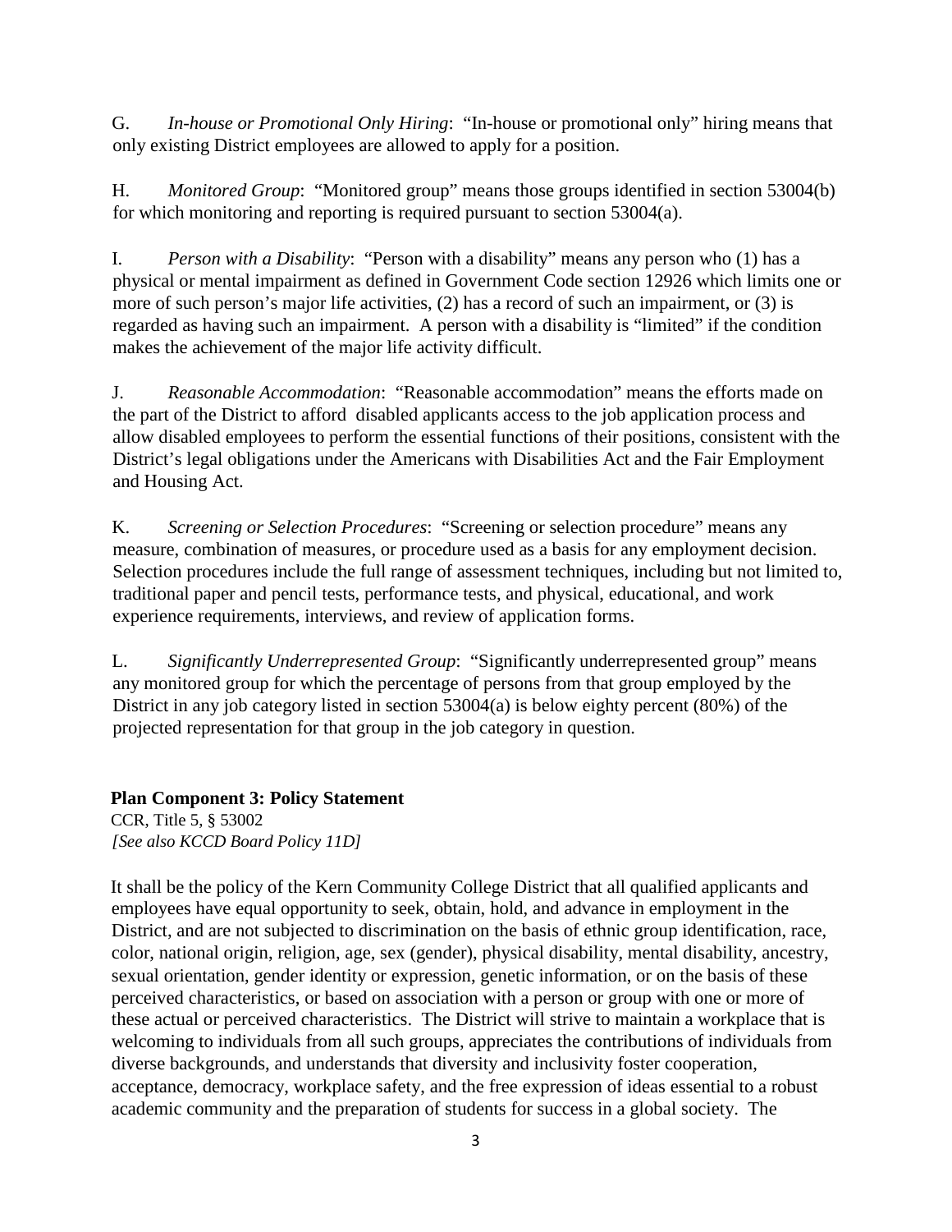G. *In-house or Promotional Only Hiring*: "In-house or promotional only" hiring means that only existing District employees are allowed to apply for a position.

H. *Monitored Group*: "Monitored group" means those groups identified in section 53004(b) for which monitoring and reporting is required pursuant to section 53004(a).

I. *Person with a Disability*: "Person with a disability" means any person who (1) has a physical or mental impairment as defined in Government Code section 12926 which limits one or more of such person's major life activities, (2) has a record of such an impairment, or (3) is regarded as having such an impairment. A person with a disability is "limited" if the condition makes the achievement of the major life activity difficult.

J. *Reasonable Accommodation*: "Reasonable accommodation" means the efforts made on the part of the District to afford disabled applicants access to the job application process and allow disabled employees to perform the essential functions of their positions, consistent with the District's legal obligations under the Americans with Disabilities Act and the Fair Employment and Housing Act.

K. *Screening or Selection Procedures*: "Screening or selection procedure" means any measure, combination of measures, or procedure used as a basis for any employment decision. Selection procedures include the full range of assessment techniques, including but not limited to, traditional paper and pencil tests, performance tests, and physical, educational, and work experience requirements, interviews, and review of application forms.

L. *Significantly Underrepresented Group*: "Significantly underrepresented group" means any monitored group for which the percentage of persons from that group employed by the District in any job category listed in section 53004(a) is below eighty percent (80%) of the projected representation for that group in the job category in question.

## Plan Component 3: Policy Statement

CCR, Title 5, § 53002
*[See also KCCD Board Policy 11D]*

It shall be the policy of the Kern Community College District that all qualified applicants and employees have equal opportunity to seek, obtain, hold, and advance in employment in the District, and are not subjected to discrimination on the basis of ethnic group identification, race, color, national origin, religion, age, sex (gender), physical disability, mental disability, ancestry, sexual orientation, gender identity or expression, genetic information, or on the basis of these perceived characteristics, or based on association with a person or group with one or more of these actual or perceived characteristics. The District will strive to maintain a workplace that is welcoming to individuals from all such groups, appreciates the contributions of individuals from diverse backgrounds, and understands that diversity and inclusivity foster cooperation, acceptance, democracy, workplace safety, and the free expression of ideas essential to a robust academic community and the preparation of students for success in a global society. The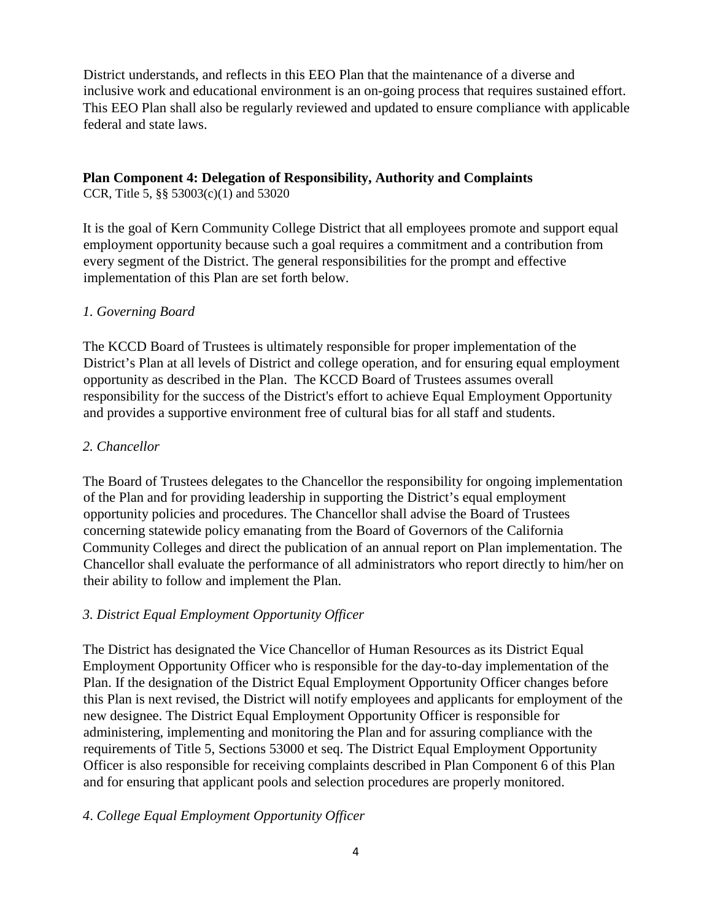District understands, and reflects in this EEO Plan that the maintenance of a diverse and inclusive work and educational environment is an on-going process that requires sustained effort. This EEO Plan shall also be regularly reviewed and updated to ensure compliance with applicable federal and state laws.

## Plan Component 4: Delegation of Responsibility, Authority and Complaints

CCR, Title 5, §§ 53003(c)(1) and 53020

It is the goal of Kern Community College District that all employees promote and support equal employment opportunity because such a goal requires a commitment and a contribution from every segment of the District. The general responsibilities for the prompt and effective implementation of this Plan are set forth below.

### *1. Governing Board*

The KCCD Board of Trustees is ultimately responsible for proper implementation of the District's Plan at all levels of District and college operation, and for ensuring equal employment opportunity as described in the Plan. The KCCD Board of Trustees assumes overall responsibility for the success of the District's effort to achieve Equal Employment Opportunity and provides a supportive environment free of cultural bias for all staff and students.

### *2. Chancellor*

The Board of Trustees delegates to the Chancellor the responsibility for ongoing implementation of the Plan and for providing leadership in supporting the District's equal employment opportunity policies and procedures. The Chancellor shall advise the Board of Trustees concerning statewide policy emanating from the Board of Governors of the California Community Colleges and direct the publication of an annual report on Plan implementation. The Chancellor shall evaluate the performance of all administrators who report directly to him/her on their ability to follow and implement the Plan.

### *3. District Equal Employment Opportunity Officer*

The District has designated the Vice Chancellor of Human Resources as its District Equal Employment Opportunity Officer who is responsible for the day-to-day implementation of the Plan. If the designation of the District Equal Employment Opportunity Officer changes before this Plan is next revised, the District will notify employees and applicants for employment of the new designee. The District Equal Employment Opportunity Officer is responsible for administering, implementing and monitoring the Plan and for assuring compliance with the requirements of Title 5, Sections 53000 et seq. The District Equal Employment Opportunity Officer is also responsible for receiving complaints described in Plan Component 6 of this Plan and for ensuring that applicant pools and selection procedures are properly monitored.

### *4. College Equal Employment Opportunity Officer*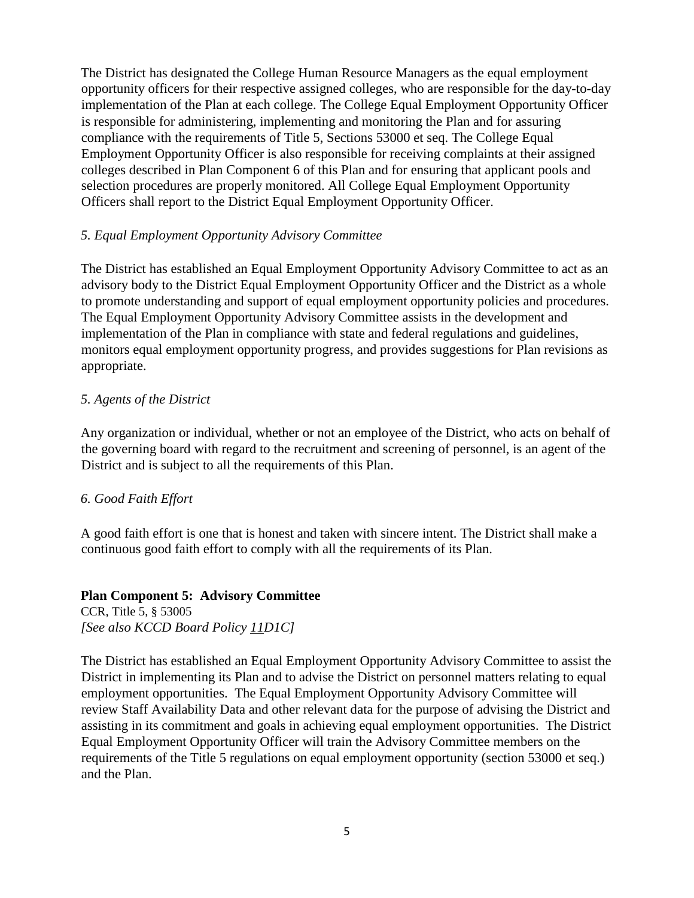The District has designated the College Human Resource Managers as the equal employment opportunity officers for their respective assigned colleges, who are responsible for the day-to-day implementation of the Plan at each college. The College Equal Employment Opportunity Officer is responsible for administering, implementing and monitoring the Plan and for assuring compliance with the requirements of Title 5, Sections 53000 et seq. The College Equal Employment Opportunity Officer is also responsible for receiving complaints at their assigned colleges described in Plan Component 6 of this Plan and for ensuring that applicant pools and selection procedures are properly monitored. All College Equal Employment Opportunity Officers shall report to the District Equal Employment Opportunity Officer.

*5. Equal Employment Opportunity Advisory Committee*

The District has established an Equal Employment Opportunity Advisory Committee to act as an advisory body to the District Equal Employment Opportunity Officer and the District as a whole to promote understanding and support of equal employment opportunity policies and procedures. The Equal Employment Opportunity Advisory Committee assists in the development and implementation of the Plan in compliance with state and federal regulations and guidelines, monitors equal employment opportunity progress, and provides suggestions for Plan revisions as appropriate.

*5. Agents of the District*

Any organization or individual, whether or not an employee of the District, who acts on behalf of the governing board with regard to the recruitment and screening of personnel, is an agent of the District and is subject to all the requirements of this Plan.

*6. Good Faith Effort*

A good faith effort is one that is honest and taken with sincere intent. The District shall make a continuous good faith effort to comply with all the requirements of its Plan.

**Plan Component 5: Advisory Committee**

CCR, Title 5, § 53005
*[See also KCCD Board Policy 11D1C]*

The District has established an Equal Employment Opportunity Advisory Committee to assist the District in implementing its Plan and to advise the District on personnel matters relating to equal employment opportunities. The Equal Employment Opportunity Advisory Committee will review Staff Availability Data and other relevant data for the purpose of advising the District and assisting in its commitment and goals in achieving equal employment opportunities. The District Equal Employment Opportunity Officer will train the Advisory Committee members on the requirements of the Title 5 regulations on equal employment opportunity (section 53000 et seq.) and the Plan.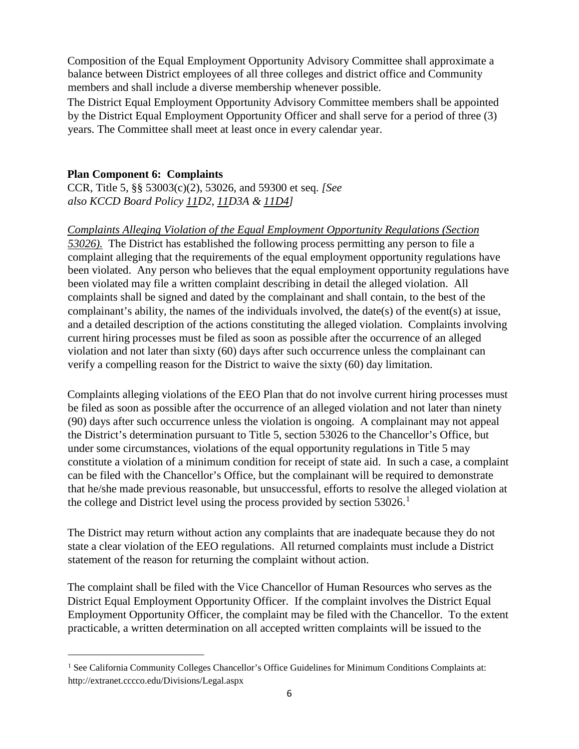Composition of the Equal Employment Opportunity Advisory Committee shall approximate a balance between District employees of all three colleges and district office and Community members and shall include a diverse membership whenever possible.

The District Equal Employment Opportunity Advisory Committee members shall be appointed by the District Equal Employment Opportunity Officer and shall serve for a period of three (3) years. The Committee shall meet at least once in every calendar year.

**Plan Component 6: Complaints**

CCR, Title 5, §§ 53003(c)(2), 53026, and 59300 et seq. *[See also KCCD Board Policy 11D2, 11D3A & 11D4]*

*Complaints Alleging Violation of the Equal Employment Opportunity Regulations (Section 53026).* The District has established the following process permitting any person to file a complaint alleging that the requirements of the equal employment opportunity regulations have been violated. Any person who believes that the equal employment opportunity regulations have been violated may file a written complaint describing in detail the alleged violation. All complaints shall be signed and dated by the complainant and shall contain, to the best of the complainant's ability, the names of the individuals involved, the date(s) of the event(s) at issue, and a detailed description of the actions constituting the alleged violation. Complaints involving current hiring processes must be filed as soon as possible after the occurrence of an alleged violation and not later than sixty (60) days after such occurrence unless the complainant can verify a compelling reason for the District to waive the sixty (60) day limitation.

Complaints alleging violations of the EEO Plan that do not involve current hiring processes must be filed as soon as possible after the occurrence of an alleged violation and not later than ninety (90) days after such occurrence unless the violation is ongoing. A complainant may not appeal the District's determination pursuant to Title 5, section 53026 to the Chancellor's Office, but under some circumstances, violations of the equal opportunity regulations in Title 5 may constitute a violation of a minimum condition for receipt of state aid. In such a case, a complaint can be filed with the Chancellor's Office, but the complainant will be required to demonstrate that he/she made previous reasonable, but unsuccessful, efforts to resolve the alleged violation at the college and District level using the process provided by section 53026.[1]

The District may return without action any complaints that are inadequate because they do not state a clear violation of the EEO regulations. All returned complaints must include a District statement of the reason for returning the complaint without action.

The complaint shall be filed with the Vice Chancellor of Human Resources who serves as the District Equal Employment Opportunity Officer. If the complaint involves the District Equal Employment Opportunity Officer, the complaint may be filed with the Chancellor. To the extent practicable, a written determination on all accepted written complaints will be issued to the

[1] See California Community Colleges Chancellor's Office Guidelines for Minimum Conditions Complaints at: http://extranet.cccco.edu/Divisions/Legal.aspx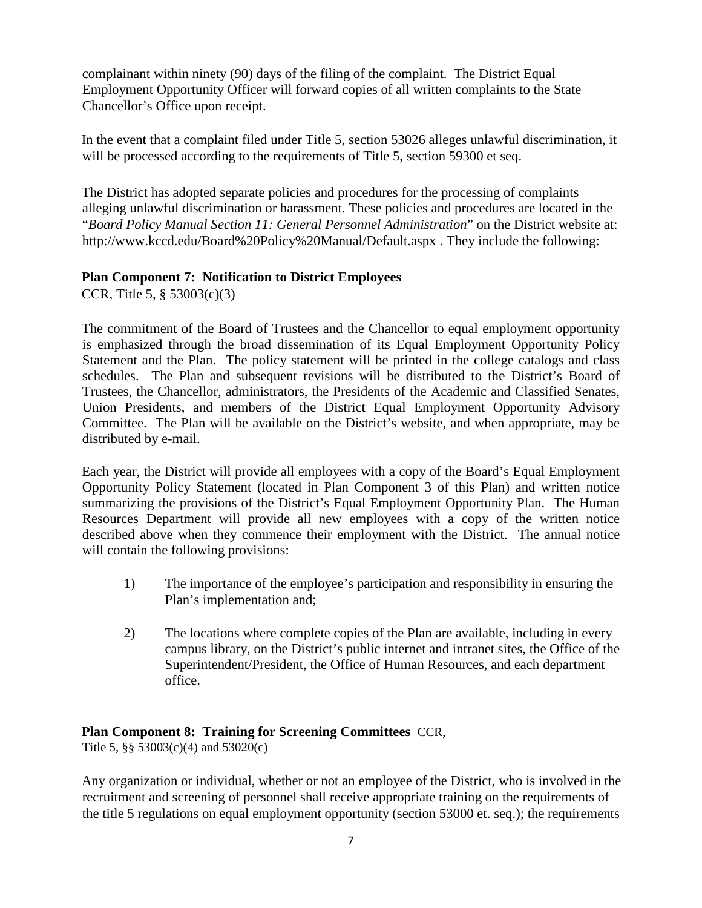complainant within ninety (90) days of the filing of the complaint. The District Equal Employment Opportunity Officer will forward copies of all written complaints to the State Chancellor's Office upon receipt.

In the event that a complaint filed under Title 5, section 53026 alleges unlawful discrimination, it will be processed according to the requirements of Title 5, section 59300 et seq.

The District has adopted separate policies and procedures for the processing of complaints alleging unlawful discrimination or harassment. These policies and procedures are located in the "*Board Policy Manual Section 11: General Personnel Administration*" on the District website at: http://www.kccd.edu/Board%20Policy%20Manual/Default.aspx . They include the following:

**Plan Component 7: Notification to District Employees**
CCR, Title 5, § 53003(c)(3)

The commitment of the Board of Trustees and the Chancellor to equal employment opportunity is emphasized through the broad dissemination of its Equal Employment Opportunity Policy Statement and the Plan. The policy statement will be printed in the college catalogs and class schedules. The Plan and subsequent revisions will be distributed to the District's Board of Trustees, the Chancellor, administrators, the Presidents of the Academic and Classified Senates, Union Presidents, and members of the District Equal Employment Opportunity Advisory Committee. The Plan will be available on the District's website, and when appropriate, may be distributed by e-mail.

Each year, the District will provide all employees with a copy of the Board's Equal Employment Opportunity Policy Statement (located in Plan Component 3 of this Plan) and written notice summarizing the provisions of the District's Equal Employment Opportunity Plan. The Human Resources Department will provide all new employees with a copy of the written notice described above when they commence their employment with the District. The annual notice will contain the following provisions:

1) The importance of the employee's participation and responsibility in ensuring the Plan's implementation and;

2) The locations where complete copies of the Plan are available, including in every campus library, on the District's public internet and intranet sites, the Office of the Superintendent/President, the Office of Human Resources, and each department office.

**Plan Component 8: Training for Screening Committees** CCR, Title 5, §§ 53003(c)(4) and 53020(c)

Any organization or individual, whether or not an employee of the District, who is involved in the recruitment and screening of personnel shall receive appropriate training on the requirements of the title 5 regulations on equal employment opportunity (section 53000 et. seq.); the requirements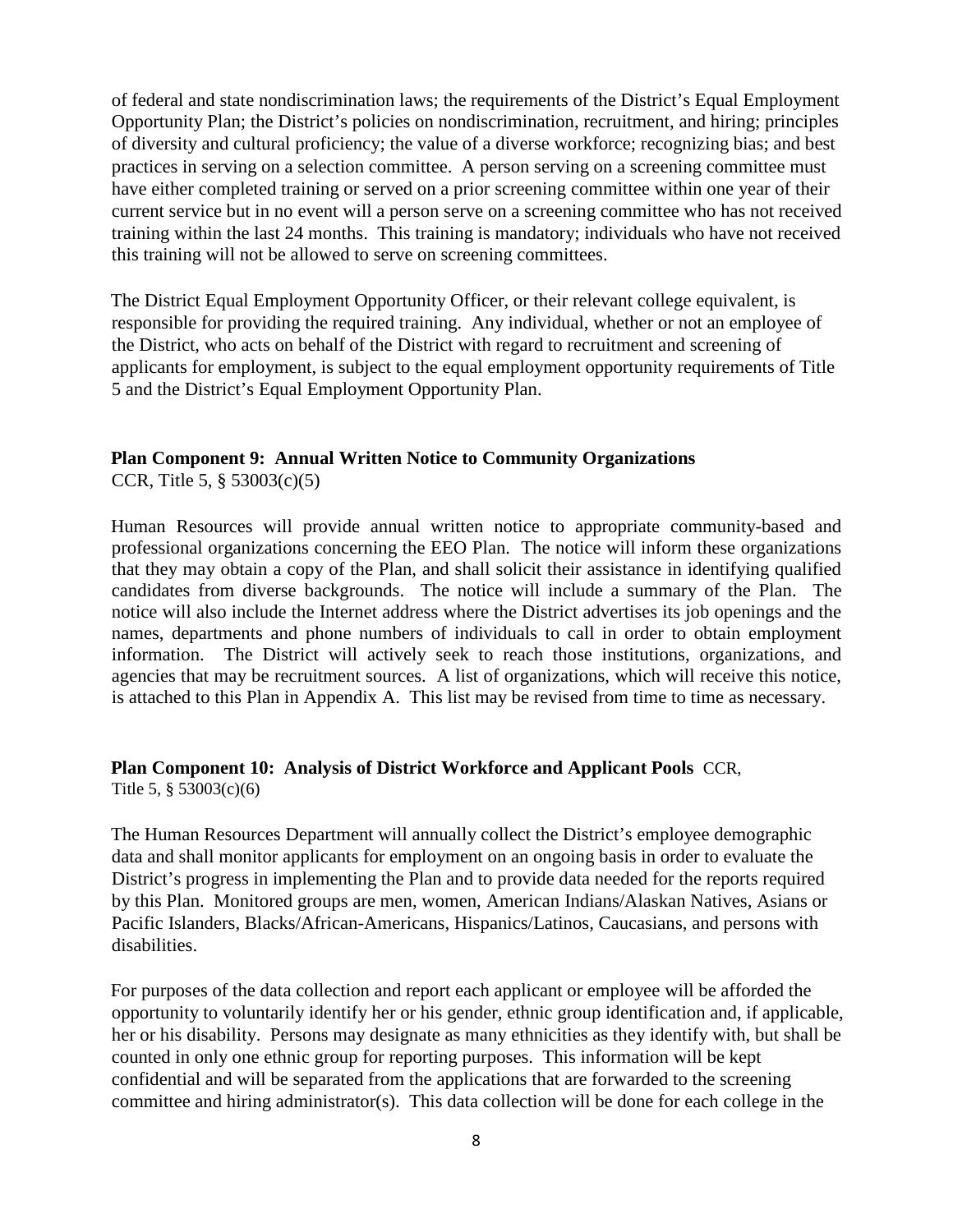of federal and state nondiscrimination laws; the requirements of the District's Equal Employment Opportunity Plan; the District's policies on nondiscrimination, recruitment, and hiring; principles of diversity and cultural proficiency; the value of a diverse workforce; recognizing bias; and best practices in serving on a selection committee. A person serving on a screening committee must have either completed training or served on a prior screening committee within one year of their current service but in no event will a person serve on a screening committee who has not received training within the last 24 months. This training is mandatory; individuals who have not received this training will not be allowed to serve on screening committees.

The District Equal Employment Opportunity Officer, or their relevant college equivalent, is responsible for providing the required training. Any individual, whether or not an employee of the District, who acts on behalf of the District with regard to recruitment and screening of applicants for employment, is subject to the equal employment opportunity requirements of Title 5 and the District's Equal Employment Opportunity Plan.

**Plan Component 9: Annual Written Notice to Community Organizations**
CCR, Title 5, § 53003(c)(5)

Human Resources will provide annual written notice to appropriate community-based and professional organizations concerning the EEO Plan. The notice will inform these organizations that they may obtain a copy of the Plan, and shall solicit their assistance in identifying qualified candidates from diverse backgrounds. The notice will include a summary of the Plan. The notice will also include the Internet address where the District advertises its job openings and the names, departments and phone numbers of individuals to call in order to obtain employment information. The District will actively seek to reach those institutions, organizations, and agencies that may be recruitment sources. A list of organizations, which will receive this notice, is attached to this Plan in Appendix A. This list may be revised from time to time as necessary.

**Plan Component 10: Analysis of District Workforce and Applicant Pools** CCR, Title 5, § 53003(c)(6)

The Human Resources Department will annually collect the District's employee demographic data and shall monitor applicants for employment on an ongoing basis in order to evaluate the District's progress in implementing the Plan and to provide data needed for the reports required by this Plan. Monitored groups are men, women, American Indians/Alaskan Natives, Asians or Pacific Islanders, Blacks/African-Americans, Hispanics/Latinos, Caucasians, and persons with disabilities.

For purposes of the data collection and report each applicant or employee will be afforded the opportunity to voluntarily identify her or his gender, ethnic group identification and, if applicable, her or his disability. Persons may designate as many ethnicities as they identify with, but shall be counted in only one ethnic group for reporting purposes. This information will be kept confidential and will be separated from the applications that are forwarded to the screening committee and hiring administrator(s). This data collection will be done for each college in the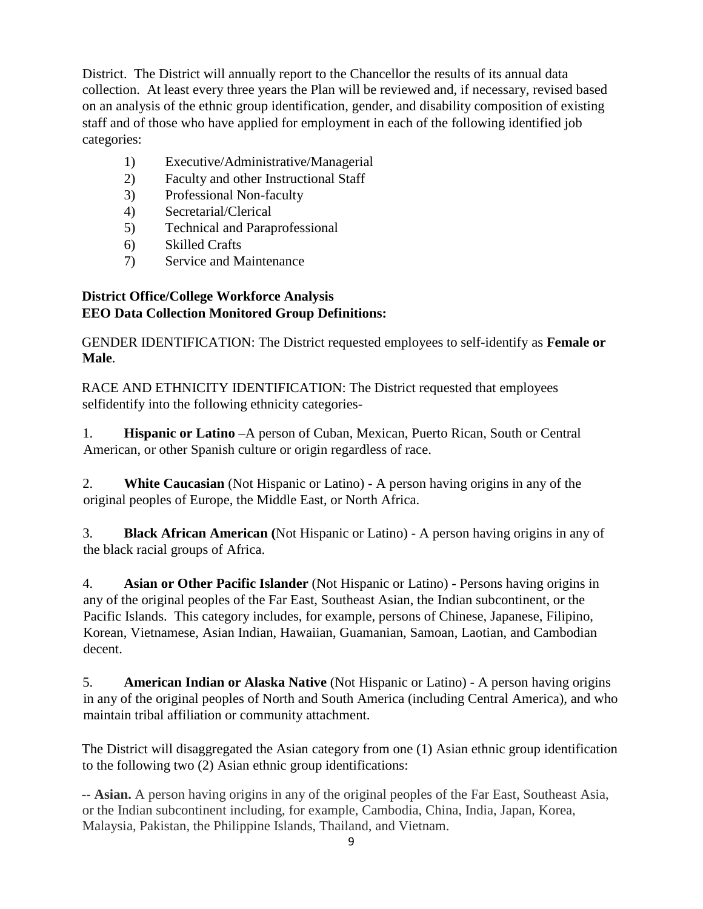District. The District will annually report to the Chancellor the results of its annual data collection. At least every three years the Plan will be reviewed and, if necessary, revised based on an analysis of the ethnic group identification, gender, and disability composition of existing staff and of those who have applied for employment in each of the following identified job categories:

1) Executive/Administrative/Managerial
2) Faculty and other Instructional Staff
3) Professional Non-faculty
4) Secretarial/Clerical
5) Technical and Paraprofessional
6) Skilled Crafts
7) Service and Maintenance

**District Office/College Workforce Analysis**
**EEO Data Collection Monitored Group Definitions:**

GENDER IDENTIFICATION: The District requested employees to self-identify as **Female or Male**.

RACE AND ETHNICITY IDENTIFICATION: The District requested that employees selfidentify into the following ethnicity categories-

1. **Hispanic or Latino** –A person of Cuban, Mexican, Puerto Rican, South or Central American, or other Spanish culture or origin regardless of race.

2. **White Caucasian** (Not Hispanic or Latino) - A person having origins in any of the original peoples of Europe, the Middle East, or North Africa.

3. **Black African American (**Not Hispanic or Latino) - A person having origins in any of the black racial groups of Africa.

4. **Asian or Other Pacific Islander** (Not Hispanic or Latino) - Persons having origins in any of the original peoples of the Far East, Southeast Asian, the Indian subcontinent, or the Pacific Islands. This category includes, for example, persons of Chinese, Japanese, Filipino, Korean, Vietnamese, Asian Indian, Hawaiian, Guamanian, Samoan, Laotian, and Cambodian decent.

5. **American Indian or Alaska Native** (Not Hispanic or Latino) - A person having origins in any of the original peoples of North and South America (including Central America), and who maintain tribal affiliation or community attachment.

The District will disaggregated the Asian category from one (1) Asian ethnic group identification to the following two (2) Asian ethnic group identifications:

-- **Asian.** A person having origins in any of the original peoples of the Far East, Southeast Asia, or the Indian subcontinent including, for example, Cambodia, China, India, Japan, Korea, Malaysia, Pakistan, the Philippine Islands, Thailand, and Vietnam.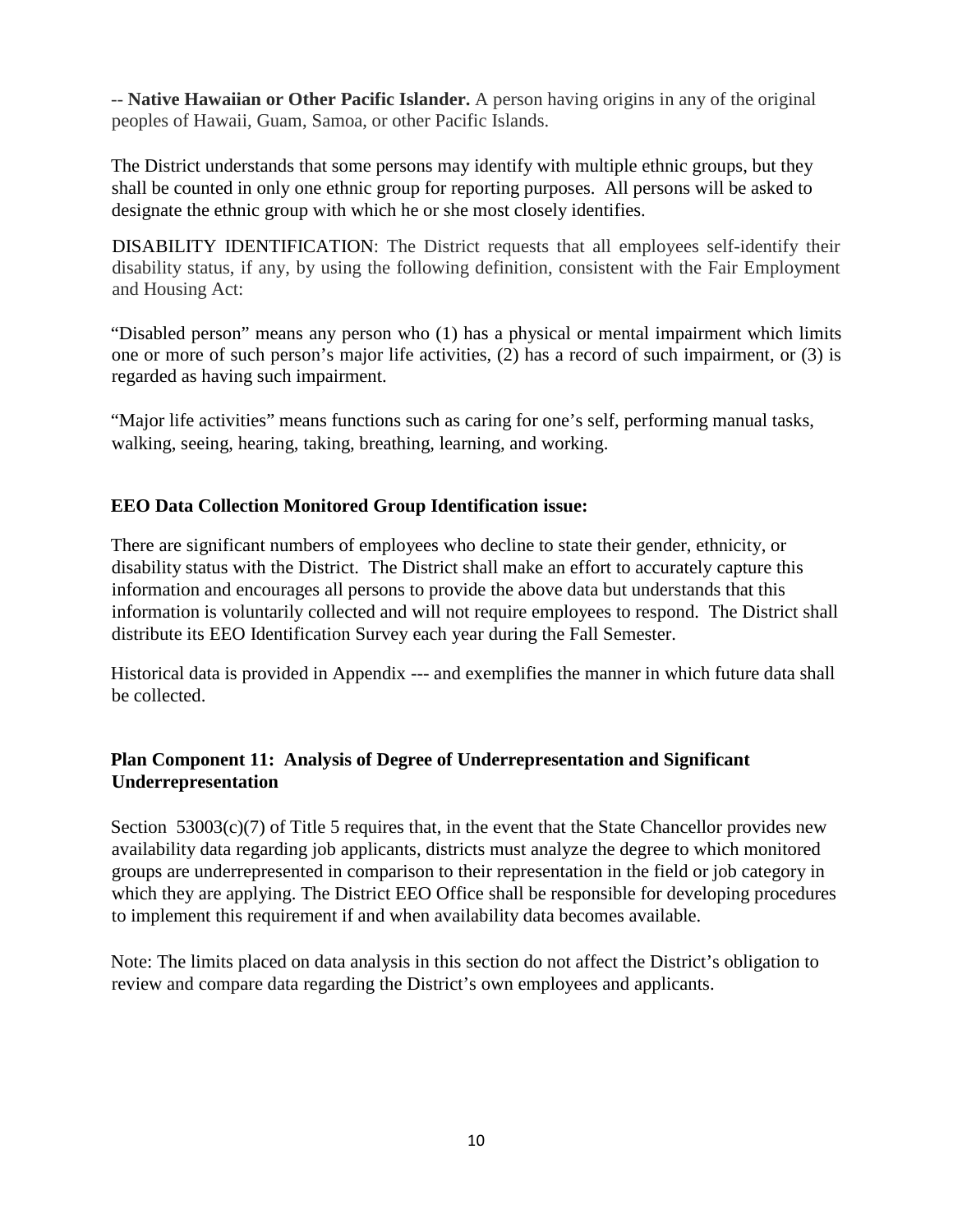-- **Native Hawaiian or Other Pacific Islander.** A person having origins in any of the original peoples of Hawaii, Guam, Samoa, or other Pacific Islands.

The District understands that some persons may identify with multiple ethnic groups, but they shall be counted in only one ethnic group for reporting purposes. All persons will be asked to designate the ethnic group with which he or she most closely identifies.

DISABILITY IDENTIFICATION: The District requests that all employees self-identify their disability status, if any, by using the following definition, consistent with the Fair Employment and Housing Act:

"Disabled person" means any person who (1) has a physical or mental impairment which limits one or more of such person's major life activities, (2) has a record of such impairment, or (3) is regarded as having such impairment.

"Major life activities" means functions such as caring for one's self, performing manual tasks, walking, seeing, hearing, taking, breathing, learning, and working.

**EEO Data Collection Monitored Group Identification issue:**

There are significant numbers of employees who decline to state their gender, ethnicity, or disability status with the District. The District shall make an effort to accurately capture this information and encourages all persons to provide the above data but understands that this information is voluntarily collected and will not require employees to respond. The District shall distribute its EEO Identification Survey each year during the Fall Semester.

Historical data is provided in Appendix --- and exemplifies the manner in which future data shall be collected.

## Plan Component 11: Analysis of Degree of Underrepresentation and Significant Underrepresentation

Section 53003(c)(7) of Title 5 requires that, in the event that the State Chancellor provides new availability data regarding job applicants, districts must analyze the degree to which monitored groups are underrepresented in comparison to their representation in the field or job category in which they are applying. The District EEO Office shall be responsible for developing procedures to implement this requirement if and when availability data becomes available.

Note: The limits placed on data analysis in this section do not affect the District's obligation to review and compare data regarding the District's own employees and applicants.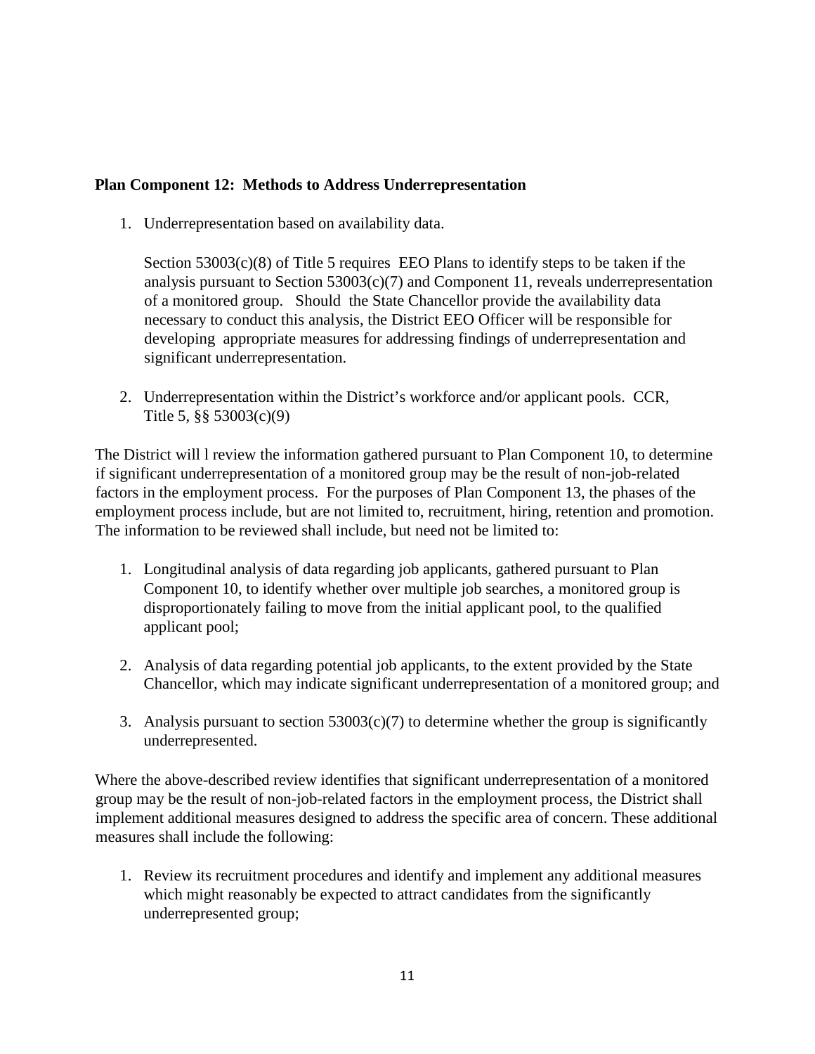**Plan Component 12: Methods to Address Underrepresentation**

1. Underrepresentation based on availability data.

   Section 53003(c)(8) of Title 5 requires EEO Plans to identify steps to be taken if the analysis pursuant to Section 53003(c)(7) and Component 11, reveals underrepresentation of a monitored group. Should the State Chancellor provide the availability data necessary to conduct this analysis, the District EEO Officer will be responsible for developing appropriate measures for addressing findings of underrepresentation and significant underrepresentation.

2. Underrepresentation within the District's workforce and/or applicant pools. CCR, Title 5, §§ 53003(c)(9)

The District will l review the information gathered pursuant to Plan Component 10, to determine if significant underrepresentation of a monitored group may be the result of non-job-related factors in the employment process. For the purposes of Plan Component 13, the phases of the employment process include, but are not limited to, recruitment, hiring, retention and promotion. The information to be reviewed shall include, but need not be limited to:

1. Longitudinal analysis of data regarding job applicants, gathered pursuant to Plan Component 10, to identify whether over multiple job searches, a monitored group is disproportionately failing to move from the initial applicant pool, to the qualified applicant pool;

2. Analysis of data regarding potential job applicants, to the extent provided by the State Chancellor, which may indicate significant underrepresentation of a monitored group; and

3. Analysis pursuant to section 53003(c)(7) to determine whether the group is significantly underrepresented.

Where the above-described review identifies that significant underrepresentation of a monitored group may be the result of non-job-related factors in the employment process, the District shall implement additional measures designed to address the specific area of concern. These additional measures shall include the following:

1. Review its recruitment procedures and identify and implement any additional measures which might reasonably be expected to attract candidates from the significantly underrepresented group;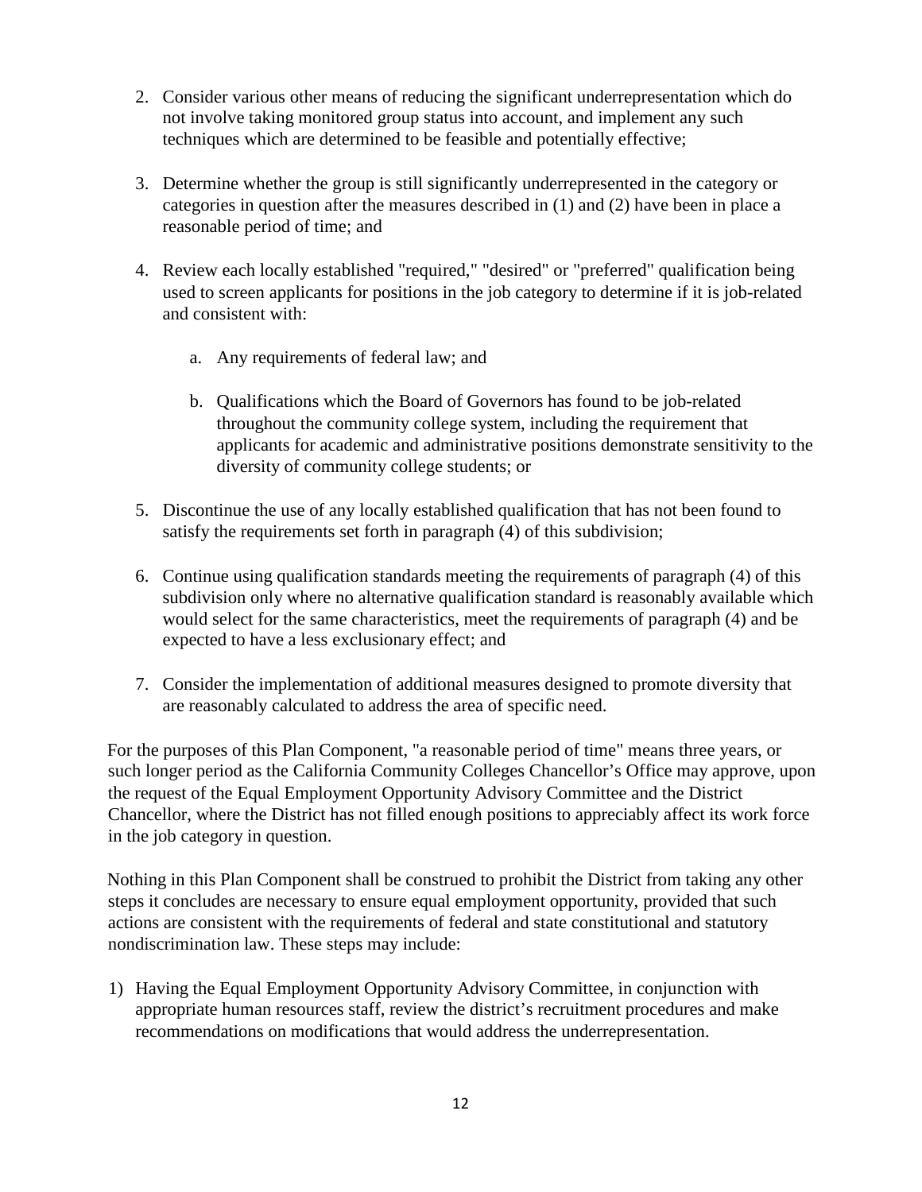2. Consider various other means of reducing the significant underrepresentation which do not involve taking monitored group status into account, and implement any such techniques which are determined to be feasible and potentially effective;

3. Determine whether the group is still significantly underrepresented in the category or categories in question after the measures described in (1) and (2) have been in place a reasonable period of time; and

4. Review each locally established "required," "desired" or "preferred" qualification being used to screen applicants for positions in the job category to determine if it is job-related and consistent with:

    a. Any requirements of federal law; and

    b. Qualifications which the Board of Governors has found to be job-related throughout the community college system, including the requirement that applicants for academic and administrative positions demonstrate sensitivity to the diversity of community college students; or

5. Discontinue the use of any locally established qualification that has not been found to satisfy the requirements set forth in paragraph (4) of this subdivision;

6. Continue using qualification standards meeting the requirements of paragraph (4) of this subdivision only where no alternative qualification standard is reasonably available which would select for the same characteristics, meet the requirements of paragraph (4) and be expected to have a less exclusionary effect; and

7. Consider the implementation of additional measures designed to promote diversity that are reasonably calculated to address the area of specific need.

For the purposes of this Plan Component, "a reasonable period of time" means three years, or such longer period as the California Community Colleges Chancellor's Office may approve, upon the request of the Equal Employment Opportunity Advisory Committee and the District Chancellor, where the District has not filled enough positions to appreciably affect its work force in the job category in question.

Nothing in this Plan Component shall be construed to prohibit the District from taking any other steps it concludes are necessary to ensure equal employment opportunity, provided that such actions are consistent with the requirements of federal and state constitutional and statutory nondiscrimination law. These steps may include:

1) Having the Equal Employment Opportunity Advisory Committee, in conjunction with appropriate human resources staff, review the district's recruitment procedures and make recommendations on modifications that would address the underrepresentation.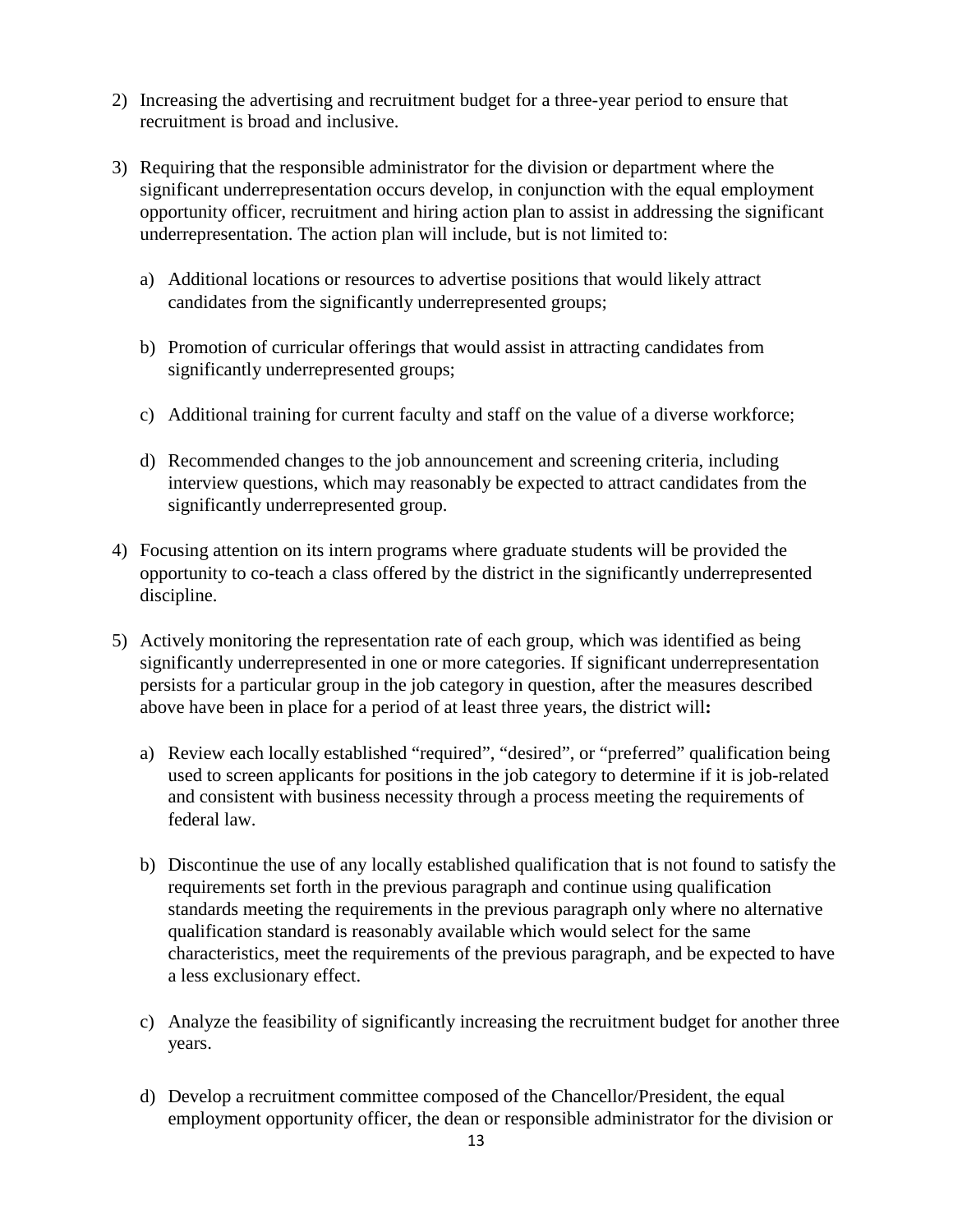2) Increasing the advertising and recruitment budget for a three-year period to ensure that recruitment is broad and inclusive.

3) Requiring that the responsible administrator for the division or department where the significant underrepresentation occurs develop, in conjunction with the equal employment opportunity officer, recruitment and hiring action plan to assist in addressing the significant underrepresentation. The action plan will include, but is not limited to:

   a) Additional locations or resources to advertise positions that would likely attract candidates from the significantly underrepresented groups;

   b) Promotion of curricular offerings that would assist in attracting candidates from significantly underrepresented groups;

   c) Additional training for current faculty and staff on the value of a diverse workforce;

   d) Recommended changes to the job announcement and screening criteria, including interview questions, which may reasonably be expected to attract candidates from the significantly underrepresented group.

4) Focusing attention on its intern programs where graduate students will be provided the opportunity to co-teach a class offered by the district in the significantly underrepresented discipline.

5) Actively monitoring the representation rate of each group, which was identified as being significantly underrepresented in one or more categories. If significant underrepresentation persists for a particular group in the job category in question, after the measures described above have been in place for a period of at least three years, the district will**:**

   a) Review each locally established "required", "desired", or "preferred" qualification being used to screen applicants for positions in the job category to determine if it is job-related and consistent with business necessity through a process meeting the requirements of federal law.

   b) Discontinue the use of any locally established qualification that is not found to satisfy the requirements set forth in the previous paragraph and continue using qualification standards meeting the requirements in the previous paragraph only where no alternative qualification standard is reasonably available which would select for the same characteristics, meet the requirements of the previous paragraph, and be expected to have a less exclusionary effect.

   c) Analyze the feasibility of significantly increasing the recruitment budget for another three years.

   d) Develop a recruitment committee composed of the Chancellor/President, the equal employment opportunity officer, the dean or responsible administrator for the division or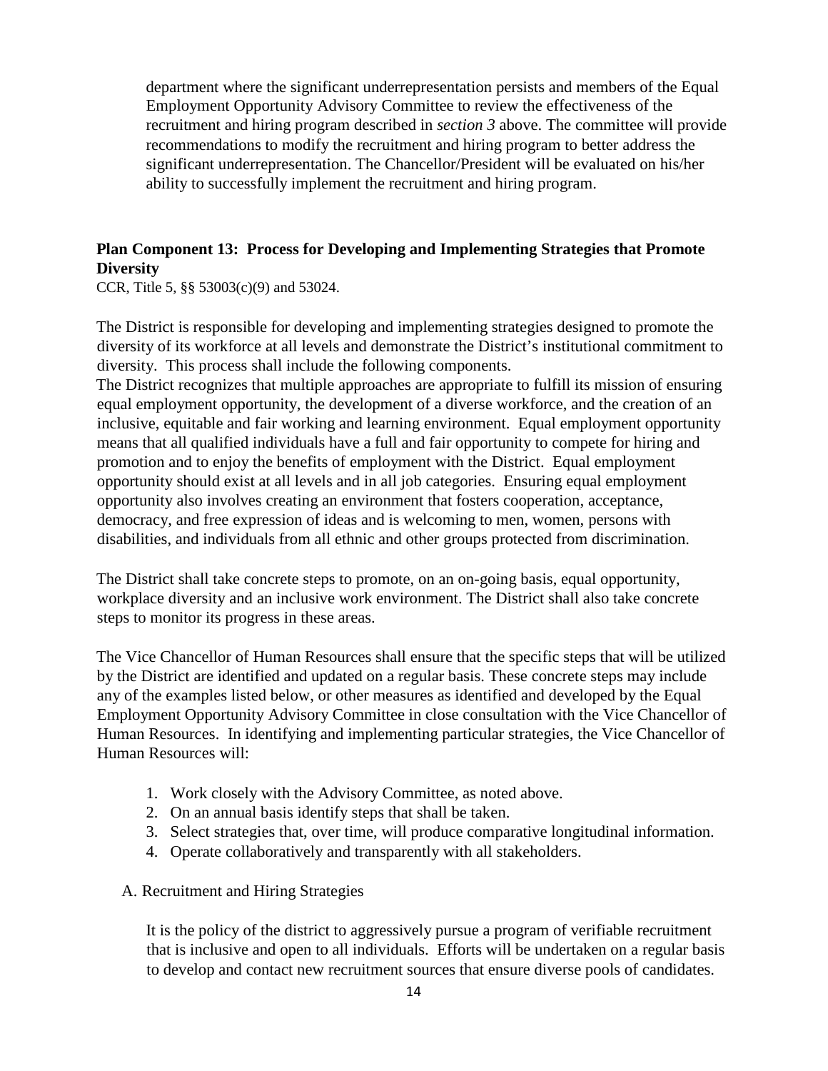department where the significant underrepresentation persists and members of the Equal Employment Opportunity Advisory Committee to review the effectiveness of the recruitment and hiring program described in *section 3* above. The committee will provide recommendations to modify the recruitment and hiring program to better address the significant underrepresentation. The Chancellor/President will be evaluated on his/her ability to successfully implement the recruitment and hiring program.

## Plan Component 13: Process for Developing and Implementing Strategies that Promote Diversity

CCR, Title 5, §§ 53003(c)(9) and 53024.

The District is responsible for developing and implementing strategies designed to promote the diversity of its workforce at all levels and demonstrate the District's institutional commitment to diversity. This process shall include the following components.

The District recognizes that multiple approaches are appropriate to fulfill its mission of ensuring equal employment opportunity, the development of a diverse workforce, and the creation of an inclusive, equitable and fair working and learning environment. Equal employment opportunity means that all qualified individuals have a full and fair opportunity to compete for hiring and promotion and to enjoy the benefits of employment with the District. Equal employment opportunity should exist at all levels and in all job categories. Ensuring equal employment opportunity also involves creating an environment that fosters cooperation, acceptance, democracy, and free expression of ideas and is welcoming to men, women, persons with disabilities, and individuals from all ethnic and other groups protected from discrimination.

The District shall take concrete steps to promote, on an on-going basis, equal opportunity, workplace diversity and an inclusive work environment. The District shall also take concrete steps to monitor its progress in these areas.

The Vice Chancellor of Human Resources shall ensure that the specific steps that will be utilized by the District are identified and updated on a regular basis. These concrete steps may include any of the examples listed below, or other measures as identified and developed by the Equal Employment Opportunity Advisory Committee in close consultation with the Vice Chancellor of Human Resources. In identifying and implementing particular strategies, the Vice Chancellor of Human Resources will:

1. Work closely with the Advisory Committee, as noted above.
2. On an annual basis identify steps that shall be taken.
3. Select strategies that, over time, will produce comparative longitudinal information.
4. Operate collaboratively and transparently with all stakeholders.

A. Recruitment and Hiring Strategies

It is the policy of the district to aggressively pursue a program of verifiable recruitment that is inclusive and open to all individuals. Efforts will be undertaken on a regular basis to develop and contact new recruitment sources that ensure diverse pools of candidates.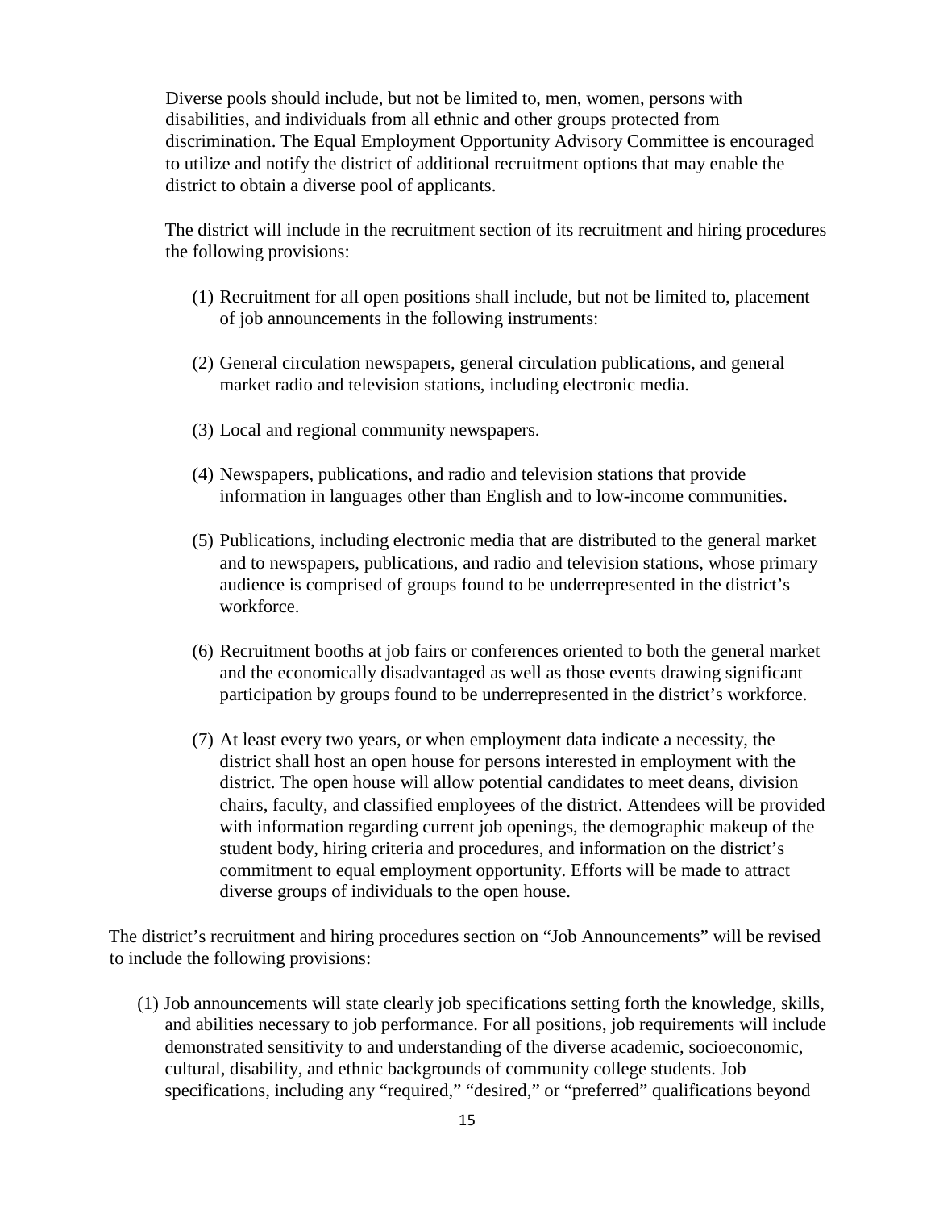Diverse pools should include, but not be limited to, men, women, persons with disabilities, and individuals from all ethnic and other groups protected from discrimination. The Equal Employment Opportunity Advisory Committee is encouraged to utilize and notify the district of additional recruitment options that may enable the district to obtain a diverse pool of applicants.

The district will include in the recruitment section of its recruitment and hiring procedures the following provisions:

(1) Recruitment for all open positions shall include, but not be limited to, placement of job announcements in the following instruments:

(2) General circulation newspapers, general circulation publications, and general market radio and television stations, including electronic media.

(3) Local and regional community newspapers.

(4) Newspapers, publications, and radio and television stations that provide information in languages other than English and to low-income communities.

(5) Publications, including electronic media that are distributed to the general market and to newspapers, publications, and radio and television stations, whose primary audience is comprised of groups found to be underrepresented in the district's workforce.

(6) Recruitment booths at job fairs or conferences oriented to both the general market and the economically disadvantaged as well as those events drawing significant participation by groups found to be underrepresented in the district's workforce.

(7) At least every two years, or when employment data indicate a necessity, the district shall host an open house for persons interested in employment with the district. The open house will allow potential candidates to meet deans, division chairs, faculty, and classified employees of the district. Attendees will be provided with information regarding current job openings, the demographic makeup of the student body, hiring criteria and procedures, and information on the district's commitment to equal employment opportunity. Efforts will be made to attract diverse groups of individuals to the open house.

The district's recruitment and hiring procedures section on "Job Announcements" will be revised to include the following provisions:

(1) Job announcements will state clearly job specifications setting forth the knowledge, skills, and abilities necessary to job performance. For all positions, job requirements will include demonstrated sensitivity to and understanding of the diverse academic, socioeconomic, cultural, disability, and ethnic backgrounds of community college students. Job specifications, including any "required," "desired," or "preferred" qualifications beyond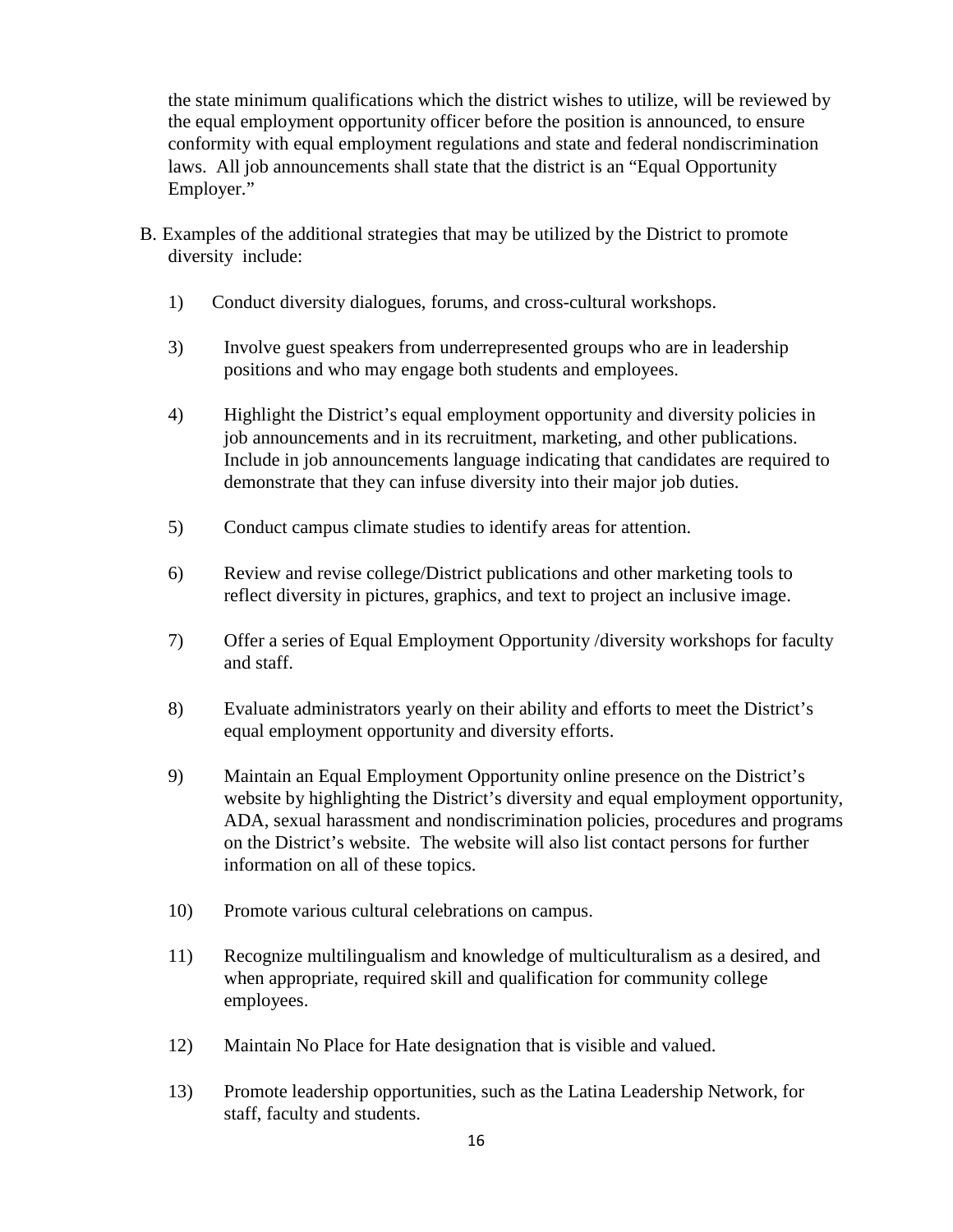the state minimum qualifications which the district wishes to utilize, will be reviewed by the equal employment opportunity officer before the position is announced, to ensure conformity with equal employment regulations and state and federal nondiscrimination laws. All job announcements shall state that the district is an "Equal Opportunity Employer."

B. Examples of the additional strategies that may be utilized by the District to promote diversity include:

1) Conduct diversity dialogues, forums, and cross-cultural workshops.

3) Involve guest speakers from underrepresented groups who are in leadership positions and who may engage both students and employees.

4) Highlight the District's equal employment opportunity and diversity policies in job announcements and in its recruitment, marketing, and other publications. Include in job announcements language indicating that candidates are required to demonstrate that they can infuse diversity into their major job duties.

5) Conduct campus climate studies to identify areas for attention.

6) Review and revise college/District publications and other marketing tools to reflect diversity in pictures, graphics, and text to project an inclusive image.

7) Offer a series of Equal Employment Opportunity /diversity workshops for faculty and staff.

8) Evaluate administrators yearly on their ability and efforts to meet the District's equal employment opportunity and diversity efforts.

9) Maintain an Equal Employment Opportunity online presence on the District's website by highlighting the District's diversity and equal employment opportunity, ADA, sexual harassment and nondiscrimination policies, procedures and programs on the District's website. The website will also list contact persons for further information on all of these topics.

10) Promote various cultural celebrations on campus.

11) Recognize multilingualism and knowledge of multiculturalism as a desired, and when appropriate, required skill and qualification for community college employees.

12) Maintain No Place for Hate designation that is visible and valued.

13) Promote leadership opportunities, such as the Latina Leadership Network, for staff, faculty and students.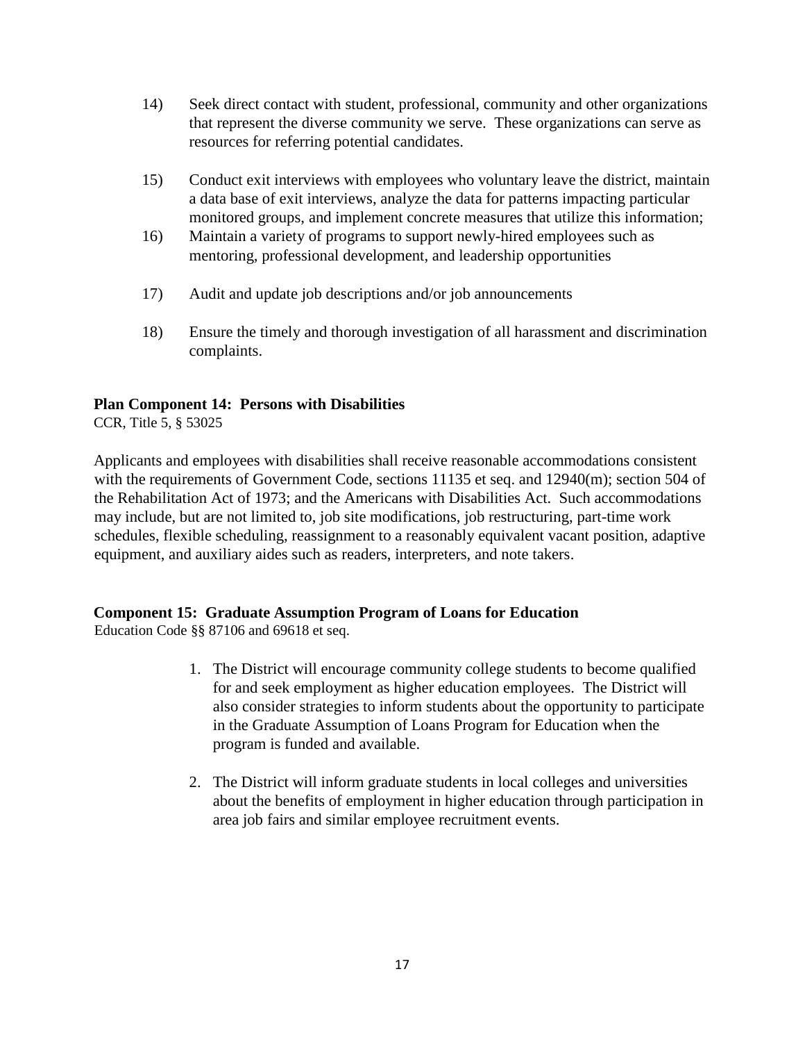14) Seek direct contact with student, professional, community and other organizations that represent the diverse community we serve. These organizations can serve as resources for referring potential candidates.

15) Conduct exit interviews with employees who voluntary leave the district, maintain a data base of exit interviews, analyze the data for patterns impacting particular monitored groups, and implement concrete measures that utilize this information;

16) Maintain a variety of programs to support newly-hired employees such as mentoring, professional development, and leadership opportunities

17) Audit and update job descriptions and/or job announcements

18) Ensure the timely and thorough investigation of all harassment and discrimination complaints.

**Plan Component 14: Persons with Disabilities**

CCR, Title 5, § 53025

Applicants and employees with disabilities shall receive reasonable accommodations consistent with the requirements of Government Code, sections 11135 et seq. and 12940(m); section 504 of the Rehabilitation Act of 1973; and the Americans with Disabilities Act. Such accommodations may include, but are not limited to, job site modifications, job restructuring, part-time work schedules, flexible scheduling, reassignment to a reasonably equivalent vacant position, adaptive equipment, and auxiliary aides such as readers, interpreters, and note takers.

**Component 15: Graduate Assumption Program of Loans for Education**

Education Code §§ 87106 and 69618 et seq.

1. The District will encourage community college students to become qualified for and seek employment as higher education employees. The District will also consider strategies to inform students about the opportunity to participate in the Graduate Assumption of Loans Program for Education when the program is funded and available.

2. The District will inform graduate students in local colleges and universities about the benefits of employment in higher education through participation in area job fairs and similar employee recruitment events.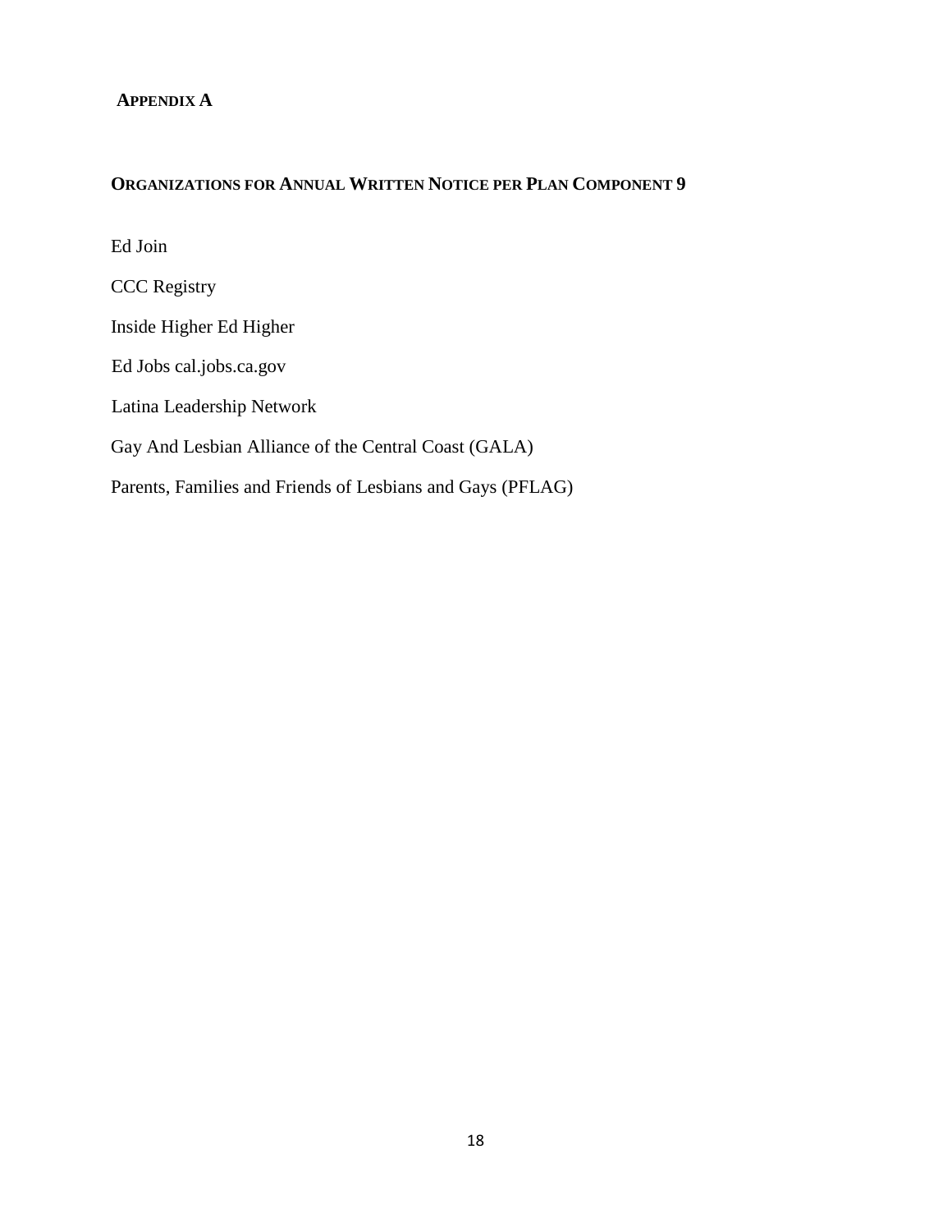**APPENDIX A**

**ORGANIZATIONS FOR ANNUAL WRITTEN NOTICE PER PLAN COMPONENT 9**

Ed Join

CCC Registry

Inside Higher Ed Higher

Ed Jobs cal.jobs.ca.gov

Latina Leadership Network

Gay And Lesbian Alliance of the Central Coast (GALA)

Parents, Families and Friends of Lesbians and Gays (PFLAG)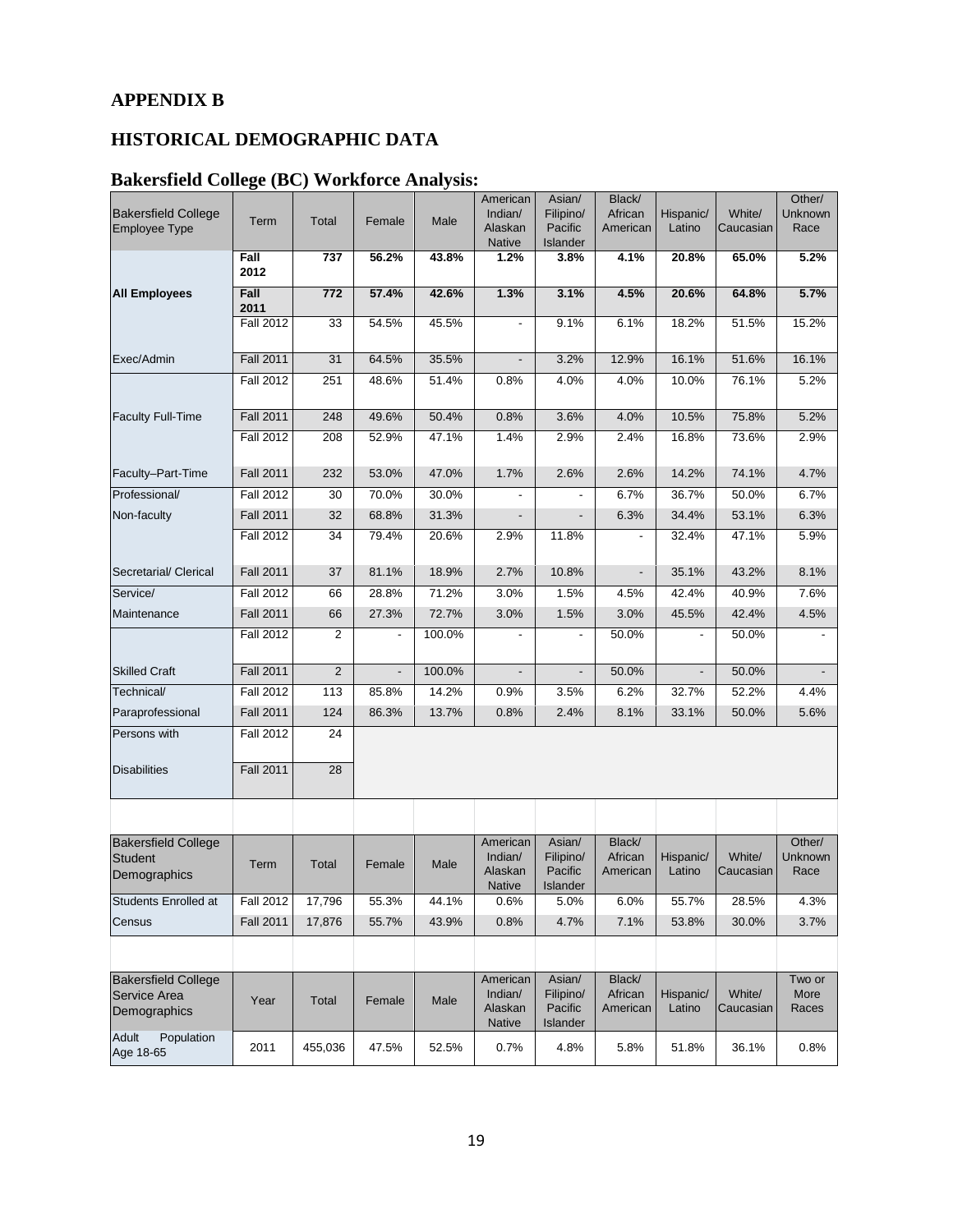## APPENDIX B

## HISTORICAL DEMOGRAPHIC DATA

### Bakersfield College (BC) Workforce Analysis:

| Bakersfield College Employee Type | Term | Total | Female | Male | American Indian/ Alaskan Native | Asian/ Filipino/ Pacific Islander | Black/ African American | Hispanic/ Latino | White/ Caucasian | Other/ Unknown Race |
|---|---|---|---|---|---|---|---|---|---|---|
| **All Employees** | **Fall 2012** | **737** | **56.2%** | **43.8%** | **1.2%** | **3.8%** | **4.1%** | **20.8%** | **65.0%** | **5.2%** |
| | **Fall 2011** | **772** | **57.4%** | **42.6%** | **1.3%** | **3.1%** | **4.5%** | **20.6%** | **64.8%** | **5.7%** |
| Exec/Admin | Fall 2012 | 33 | 54.5% | 45.5% | - | 9.1% | 6.1% | 18.2% | 51.5% | 15.2% |
| | Fall 2011 | 31 | 64.5% | 35.5% | - | 3.2% | 12.9% | 16.1% | 51.6% | 16.1% |
| Faculty Full-Time | Fall 2012 | 251 | 48.6% | 51.4% | 0.8% | 4.0% | 4.0% | 10.0% | 76.1% | 5.2% |
| | Fall 2011 | 248 | 49.6% | 50.4% | 0.8% | 3.6% | 4.0% | 10.5% | 75.8% | 5.2% |
| Faculty–Part-Time | Fall 2012 | 208 | 52.9% | 47.1% | 1.4% | 2.9% | 2.4% | 16.8% | 73.6% | 2.9% |
| | Fall 2011 | 232 | 53.0% | 47.0% | 1.7% | 2.6% | 2.6% | 14.2% | 74.1% | 4.7% |
| Professional/ Non-faculty | Fall 2012 | 30 | 70.0% | 30.0% | - | - | 6.7% | 36.7% | 50.0% | 6.7% |
| | Fall 2011 | 32 | 68.8% | 31.3% | - | - | 6.3% | 34.4% | 53.1% | 6.3% |
| Secretarial/ Clerical | Fall 2012 | 34 | 79.4% | 20.6% | 2.9% | 11.8% | - | 32.4% | 47.1% | 5.9% |
| | Fall 2011 | 37 | 81.1% | 18.9% | 2.7% | 10.8% | - | 35.1% | 43.2% | 8.1% |
| Service/ Maintenance | Fall 2012 | 66 | 28.8% | 71.2% | 3.0% | 1.5% | 4.5% | 42.4% | 40.9% | 7.6% |
| | Fall 2011 | 66 | 27.3% | 72.7% | 3.0% | 1.5% | 3.0% | 45.5% | 42.4% | 4.5% |
| Skilled Craft | Fall 2012 | 2 | - | 100.0% | - | - | 50.0% | - | 50.0% | - |
| | Fall 2011 | 2 | - | 100.0% | - | - | 50.0% | - | 50.0% | - |
| Technical/ Paraprofessional | Fall 2012 | 113 | 85.8% | 14.2% | 0.9% | 3.5% | 6.2% | 32.7% | 52.2% | 4.4% |
| | Fall 2011 | 124 | 86.3% | 13.7% | 0.8% | 2.4% | 8.1% | 33.1% | 50.0% | 5.6% |
| Persons with Disabilities | Fall 2012 | 24 | | | | | | | | |
| | Fall 2011 | 28 | | | | | | | | |

| Bakersfield College Student Demographics | Term | Total | Female | Male | American Indian/ Alaskan Native | Asian/ Filipino/ Pacific Islander | Black/ African American | Hispanic/ Latino | White/ Caucasian | Other/ Unknown Race |
|---|---|---|---|---|---|---|---|---|---|---|
| Students Enrolled at Census | Fall 2012 | 17,796 | 55.3% | 44.1% | 0.6% | 5.0% | 6.0% | 55.7% | 28.5% | 4.3% |
| | Fall 2011 | 17,876 | 55.7% | 43.9% | 0.8% | 4.7% | 7.1% | 53.8% | 30.0% | 3.7% |

| Bakersfield College Service Area Demographics | Year | Total | Female | Male | American Indian/ Alaskan Native | Asian/ Filipino/ Pacific Islander | Black/ African American | Hispanic/ Latino | White/ Caucasian | Two or More Races |
|---|---|---|---|---|---|---|---|---|---|---|
| Adult Population Age 18-65 | 2011 | 455,036 | 47.5% | 52.5% | 0.7% | 4.8% | 5.8% | 51.8% | 36.1% | 0.8% |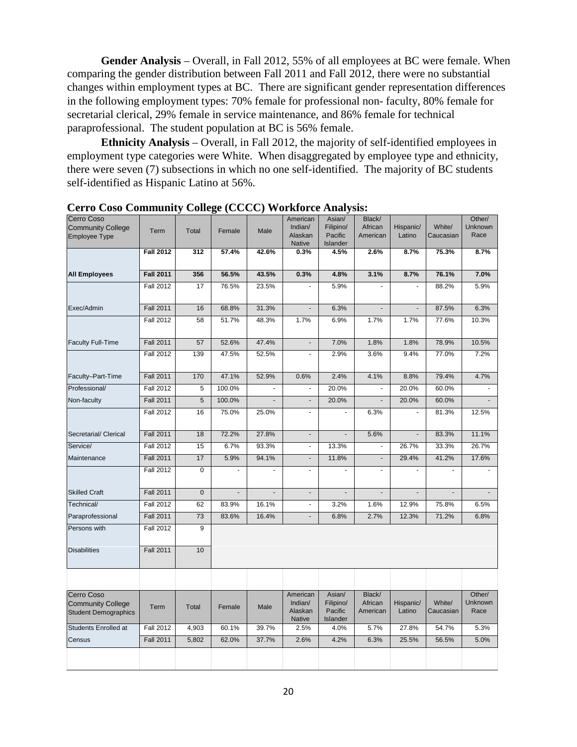**Gender Analysis** – Overall, in Fall 2012, 55% of all employees at BC were female. When comparing the gender distribution between Fall 2011 and Fall 2012, there were no substantial changes within employment types at BC. There are significant gender representation differences in the following employment types: 70% female for professional non- faculty, 80% female for secretarial clerical, 29% female in service maintenance, and 86% female for technical paraprofessional. The student population at BC is 56% female.

**Ethnicity Analysis** – Overall, in Fall 2012, the majority of self-identified employees in employment type categories were White. When disaggregated by employee type and ethnicity, there were seven (7) subsections in which no one self-identified. The majority of BC students self-identified as Hispanic Latino at 56%.

## Cerro Coso Community College (CCCC) Workforce Analysis:

| Cerro Coso Community College Employee Type | Term | Total | Female | Male | American Indian/ Alaskan Native | Asian/ Filipino/ Pacific Islander | Black/ African American | Hispanic/ Latino | White/ Caucasian | Other/ Unknown Race |
|---|---|---|---|---|---|---|---|---|---|---|
| All Employees | **Fall 2012** | **312** | **57.4%** | **42.6%** | **0.3%** | **4.5%** | **2.6%** | **8.7%** | **75.3%** | **8.7%** |
| | **Fall 2011** | **356** | **56.5%** | **43.5%** | **0.3%** | **4.8%** | **3.1%** | **8.7%** | **76.1%** | **7.0%** |
| Exec/Admin | Fall 2012 | 17 | 76.5% | 23.5% | - | 5.9% | - | - | 88.2% | 5.9% |
| | Fall 2011 | 16 | 68.8% | 31.3% | - | 6.3% | - | - | 87.5% | 6.3% |
| Faculty Full-Time | Fall 2012 | 58 | 51.7% | 48.3% | 1.7% | 6.9% | 1.7% | 1.7% | 77.6% | 10.3% |
| | Fall 2011 | 57 | 52.6% | 47.4% | - | 7.0% | 1.8% | 1.8% | 78.9% | 10.5% |
| Faculty–Part-Time | Fall 2012 | 139 | 47.5% | 52.5% | - | 2.9% | 3.6% | 9.4% | 77.0% | 7.2% |
| | Fall 2011 | 170 | 47.1% | 52.9% | 0.6% | 2.4% | 4.1% | 8.8% | 79.4% | 4.7% |
| Professional/ Non-faculty | Fall 2012 | 5 | 100.0% | - | - | 20.0% | - | 20.0% | 60.0% | - |
| | Fall 2011 | 5 | 100.0% | - | - | 20.0% | - | 20.0% | 60.0% | - |
| Secretarial/ Clerical | Fall 2012 | 16 | 75.0% | 25.0% | - | - | 6.3% | - | 81.3% | 12.5% |
| | Fall 2011 | 18 | 72.2% | 27.8% | - | - | 5.6% | - | 83.3% | 11.1% |
| Service/ Maintenance | Fall 2012 | 15 | 6.7% | 93.3% | - | 13.3% | - | 26.7% | 33.3% | 26.7% |
| | Fall 2011 | 17 | 5.9% | 94.1% | - | 11.8% | - | 29.4% | 41.2% | 17.6% |
| Skilled Craft | Fall 2012 | 0 | - | - | - | - | - | - | - | - |
| | Fall 2011 | 0 | - | - | - | - | - | - | - | - |
| Technical/ Paraprofessional | Fall 2012 | 62 | 83.9% | 16.1% | - | 3.2% | 1.6% | 12.9% | 75.8% | 6.5% |
| | Fall 2011 | 73 | 83.6% | 16.4% | - | 6.8% | 2.7% | 12.3% | 71.2% | 6.8% |
| Persons with Disabilities | Fall 2012 | 9 | | | | | | | | |
| | Fall 2011 | 10 | | | | | | | | |

| Cerro Coso Community College Student Demographics | Term | Total | Female | Male | American Indian/ Alaskan Native | Asian/ Filipino/ Pacific Islander | Black/ African American | Hispanic/ Latino | White/ Caucasian | Other/ Unknown Race |
|---|---|---|---|---|---|---|---|---|---|---|
| Students Enrolled at Census | Fall 2012 | 4,903 | 60.1% | 39.7% | 2.5% | 4.0% | 5.7% | 27.8% | 54.7% | 5.3% |
| | Fall 2011 | 5,802 | 62.0% | 37.7% | 2.6% | 4.2% | 6.3% | 25.5% | 56.5% | 5.0% |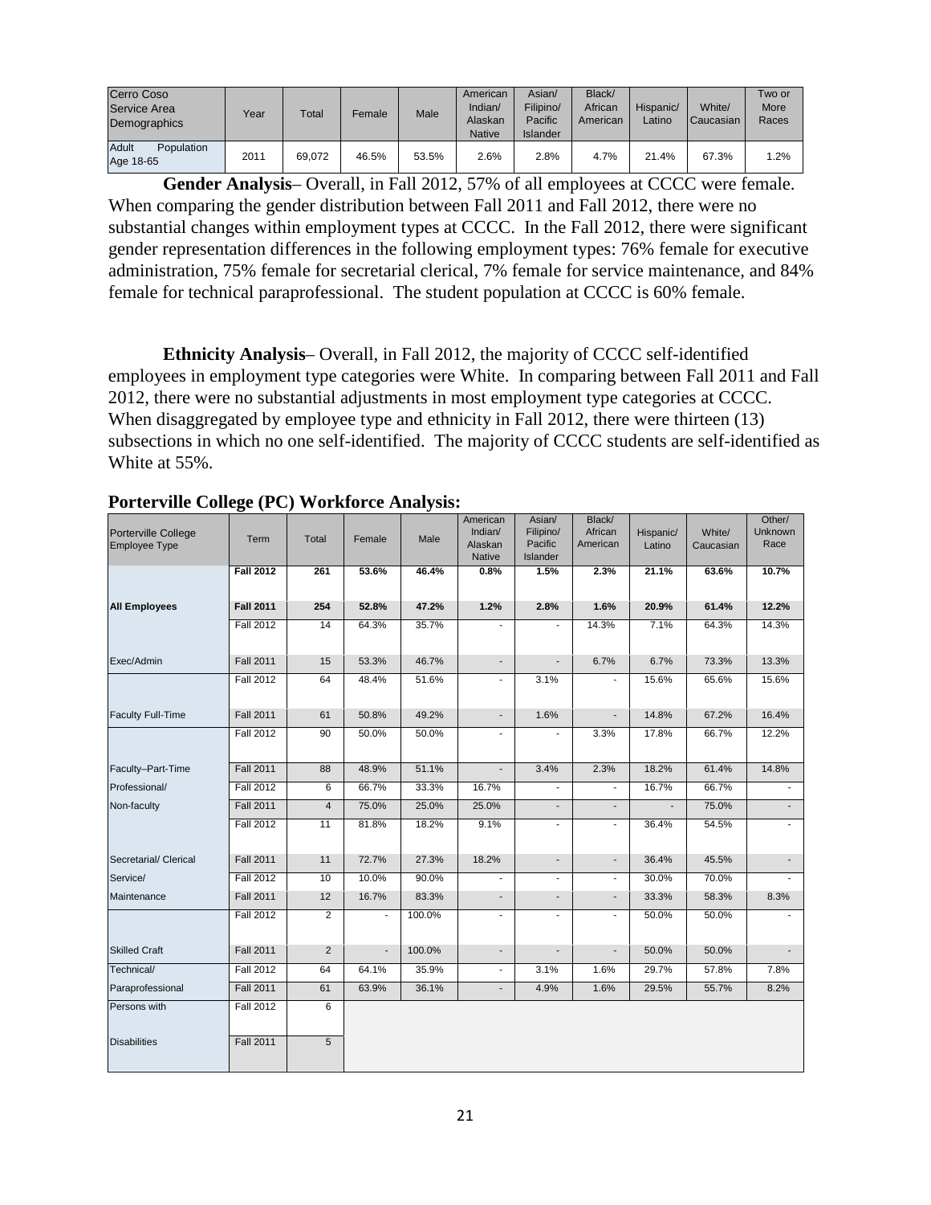| Cerro Coso Service Area Demographics | Year | Total | Female | Male | American Indian/ Alaskan Native | Asian/ Filipino/ Pacific Islander | Black/ African American | Hispanic/ Latino | White/ Caucasian | Two or More Races |
|---|---|---|---|---|---|---|---|---|---|---|
| Adult Population Age 18-65 | 2011 | 69,072 | 46.5% | 53.5% | 2.6% | 2.8% | 4.7% | 21.4% | 67.3% | 1.2% |

**Gender Analysis**– Overall, in Fall 2012, 57% of all employees at CCCC were female. When comparing the gender distribution between Fall 2011 and Fall 2012, there were no substantial changes within employment types at CCCC. In the Fall 2012, there were significant gender representation differences in the following employment types: 76% female for executive administration, 75% female for secretarial clerical, 7% female for service maintenance, and 84% female for technical paraprofessional. The student population at CCCC is 60% female.

**Ethnicity Analysis**– Overall, in Fall 2012, the majority of CCCC self-identified employees in employment type categories were White. In comparing between Fall 2011 and Fall 2012, there were no substantial adjustments in most employment type categories at CCCC. When disaggregated by employee type and ethnicity in Fall 2012, there were thirteen (13) subsections in which no one self-identified. The majority of CCCC students are self-identified as White at 55%.

## Porterville College (PC) Workforce Analysis:

| Porterville College Employee Type | Term | Total | Female | Male | American Indian/ Alaskan Native | Asian/ Filipino/ Pacific Islander | Black/ African American | Hispanic/ Latino | White/ Caucasian | Other/ Unknown Race |
|---|---|---|---|---|---|---|---|---|---|---|
| All Employees | **Fall 2012** | **261** | **53.6%** | **46.4%** | **0.8%** | **1.5%** | **2.3%** | **21.1%** | **63.6%** | **10.7%** |
| | **Fall 2011** | **254** | **52.8%** | **47.2%** | **1.2%** | **2.8%** | **1.6%** | **20.9%** | **61.4%** | **12.2%** |
| Exec/Admin | Fall 2012 | 14 | 64.3% | 35.7% | - | - | 14.3% | 7.1% | 64.3% | 14.3% |
| | Fall 2011 | 15 | 53.3% | 46.7% | - | - | 6.7% | 6.7% | 73.3% | 13.3% |
| Faculty Full-Time | Fall 2012 | 64 | 48.4% | 51.6% | - | 3.1% | - | 15.6% | 65.6% | 15.6% |
| | Fall 2011 | 61 | 50.8% | 49.2% | - | 1.6% | - | 14.8% | 67.2% | 16.4% |
| Faculty–Part-Time | Fall 2012 | 90 | 50.0% | 50.0% | - | - | 3.3% | 17.8% | 66.7% | 12.2% |
| | Fall 2011 | 88 | 48.9% | 51.1% | - | 3.4% | 2.3% | 18.2% | 61.4% | 14.8% |
| Professional/ Non-faculty | Fall 2012 | 6 | 66.7% | 33.3% | 16.7% | - | - | 16.7% | 66.7% | - |
| | Fall 2011 | 4 | 75.0% | 25.0% | 25.0% | - | - | - | 75.0% | - |
| Secretarial/ Clerical | Fall 2012 | 11 | 81.8% | 18.2% | 9.1% | - | - | 36.4% | 54.5% | - |
| | Fall 2011 | 11 | 72.7% | 27.3% | 18.2% | - | - | 36.4% | 45.5% | - |
| Service/ Maintenance | Fall 2012 | 10 | 10.0% | 90.0% | - | - | - | 30.0% | 70.0% | - |
| | Fall 2011 | 12 | 16.7% | 83.3% | - | - | - | 33.3% | 58.3% | 8.3% |
| Skilled Craft | Fall 2012 | 2 | - | 100.0% | - | - | - | 50.0% | 50.0% | - |
| | Fall 2011 | 2 | - | 100.0% | - | - | - | 50.0% | 50.0% | - |
| Technical/ Paraprofessional | Fall 2012 | 64 | 64.1% | 35.9% | - | 3.1% | 1.6% | 29.7% | 57.8% | 7.8% |
| | Fall 2011 | 61 | 63.9% | 36.1% | - | 4.9% | 1.6% | 29.5% | 55.7% | 8.2% |
| Persons with Disabilities | Fall 2012 | 6 | | | | | | | | |
| | Fall 2011 | 5 | | | | | | | | |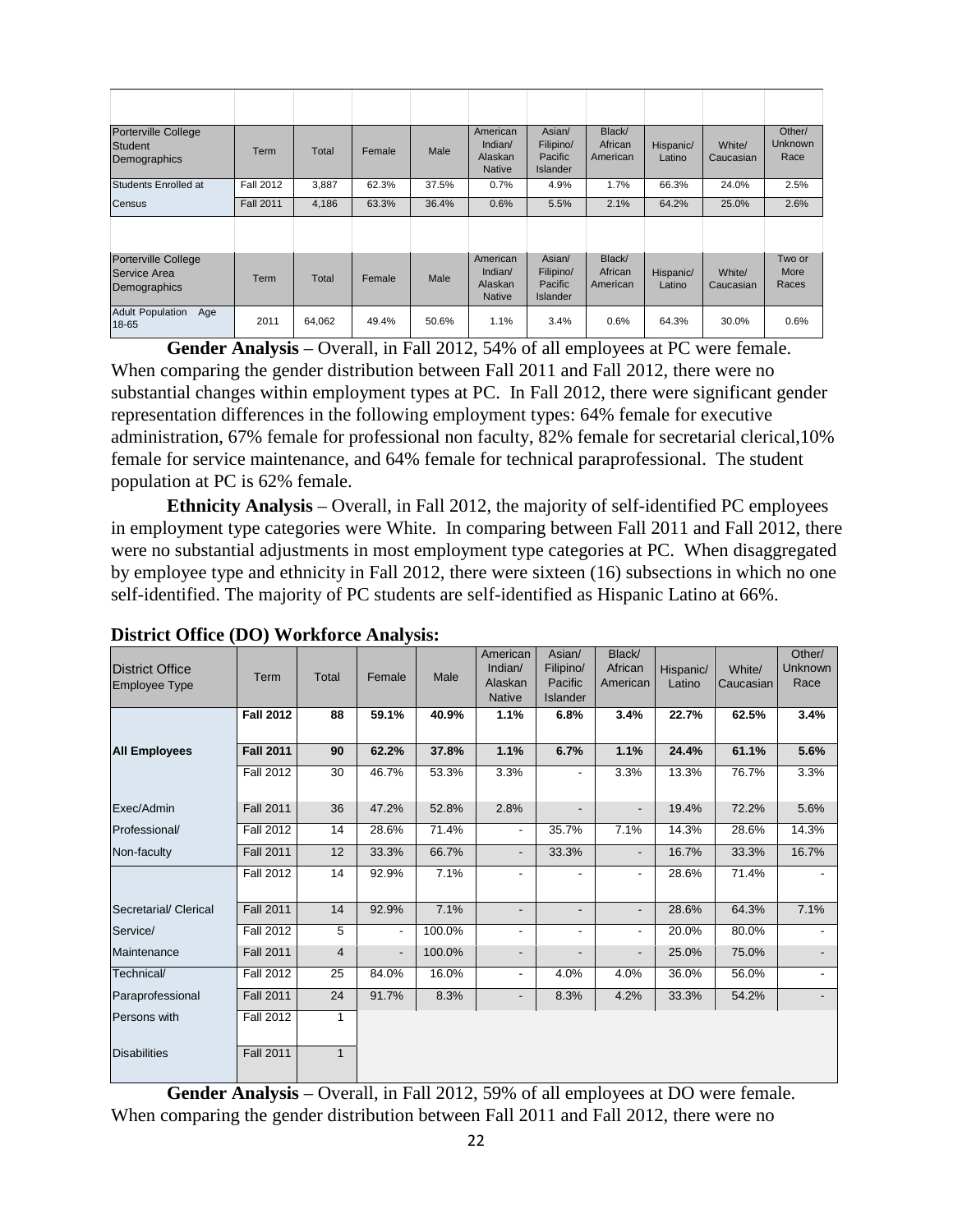| Porterville College Student Demographics | Term | Total | Female | Male | American Indian/ Alaskan Native | Asian/ Filipino/ Pacific Islander | Black/ African American | Hispanic/ Latino | White/ Caucasian | Other/ Unknown Race |
|---|---|---|---|---|---|---|---|---|---|---|
| Students Enrolled at | Fall 2012 | 3,887 | 62.3% | 37.5% | 0.7% | 4.9% | 1.7% | 66.3% | 24.0% | 2.5% |
| Census | Fall 2011 | 4,186 | 63.3% | 36.4% | 0.6% | 5.5% | 2.1% | 64.2% | 25.0% | 2.6% |

| Porterville College Service Area Demographics | Term | Total | Female | Male | American Indian/ Alaskan Native | Asian/ Filipino/ Pacific Islander | Black/ African American | Hispanic/ Latino | White/ Caucasian | Two or More Races |
|---|---|---|---|---|---|---|---|---|---|---|
| Adult Population Age 18-65 | 2011 | 64,062 | 49.4% | 50.6% | 1.1% | 3.4% | 0.6% | 64.3% | 30.0% | 0.6% |

**Gender Analysis** – Overall, in Fall 2012, 54% of all employees at PC were female. When comparing the gender distribution between Fall 2011 and Fall 2012, there were no substantial changes within employment types at PC. In Fall 2012, there were significant gender representation differences in the following employment types: 64% female for executive administration, 67% female for professional non faculty, 82% female for secretarial clerical,10% female for service maintenance, and 64% female for technical paraprofessional. The student population at PC is 62% female.

**Ethnicity Analysis** – Overall, in Fall 2012, the majority of self-identified PC employees in employment type categories were White. In comparing between Fall 2011 and Fall 2012, there were no substantial adjustments in most employment type categories at PC. When disaggregated by employee type and ethnicity in Fall 2012, there were sixteen (16) subsections in which no one self-identified. The majority of PC students are self-identified as Hispanic Latino at 66%.

**District Office (DO) Workforce Analysis:**

| District Office Employee Type | Term | Total | Female | Male | American Indian/ Alaskan Native | Asian/ Filipino/ Pacific Islander | Black/ African American | Hispanic/ Latino | White/ Caucasian | Other/ Unknown Race |
|---|---|---|---|---|---|---|---|---|---|---|
| | **Fall 2012** | **88** | **59.1%** | **40.9%** | **1.1%** | **6.8%** | **3.4%** | **22.7%** | **62.5%** | **3.4%** |
| **All Employees** | **Fall 2011** | **90** | **62.2%** | **37.8%** | **1.1%** | **6.7%** | **1.1%** | **24.4%** | **61.1%** | **5.6%** |
| | Fall 2012 | 30 | 46.7% | 53.3% | 3.3% | - | 3.3% | 13.3% | 76.7% | 3.3% |
| Exec/Admin | Fall 2011 | 36 | 47.2% | 52.8% | 2.8% | - | - | 19.4% | 72.2% | 5.6% |
| Professional/ | Fall 2012 | 14 | 28.6% | 71.4% | - | 35.7% | 7.1% | 14.3% | 28.6% | 14.3% |
| Non-faculty | Fall 2011 | 12 | 33.3% | 66.7% | - | 33.3% | - | 16.7% | 33.3% | 16.7% |
| | Fall 2012 | 14 | 92.9% | 7.1% | - | - | - | 28.6% | 71.4% | - |
| Secretarial/ Clerical | Fall 2011 | 14 | 92.9% | 7.1% | - | - | - | 28.6% | 64.3% | 7.1% |
| Service/ | Fall 2012 | 5 | - | 100.0% | - | - | - | 20.0% | 80.0% | - |
| Maintenance | Fall 2011 | 4 | - | 100.0% | - | - | - | 25.0% | 75.0% | - |
| Technical/ | Fall 2012 | 25 | 84.0% | 16.0% | - | 4.0% | 4.0% | 36.0% | 56.0% | - |
| Paraprofessional | Fall 2011 | 24 | 91.7% | 8.3% | - | 8.3% | 4.2% | 33.3% | 54.2% | - |
| Persons with | Fall 2012 | 1 | | | | | | | | |
| Disabilities | Fall 2011 | 1 | | | | | | | | |

**Gender Analysis** – Overall, in Fall 2012, 59% of all employees at DO were female. When comparing the gender distribution between Fall 2011 and Fall 2012, there were no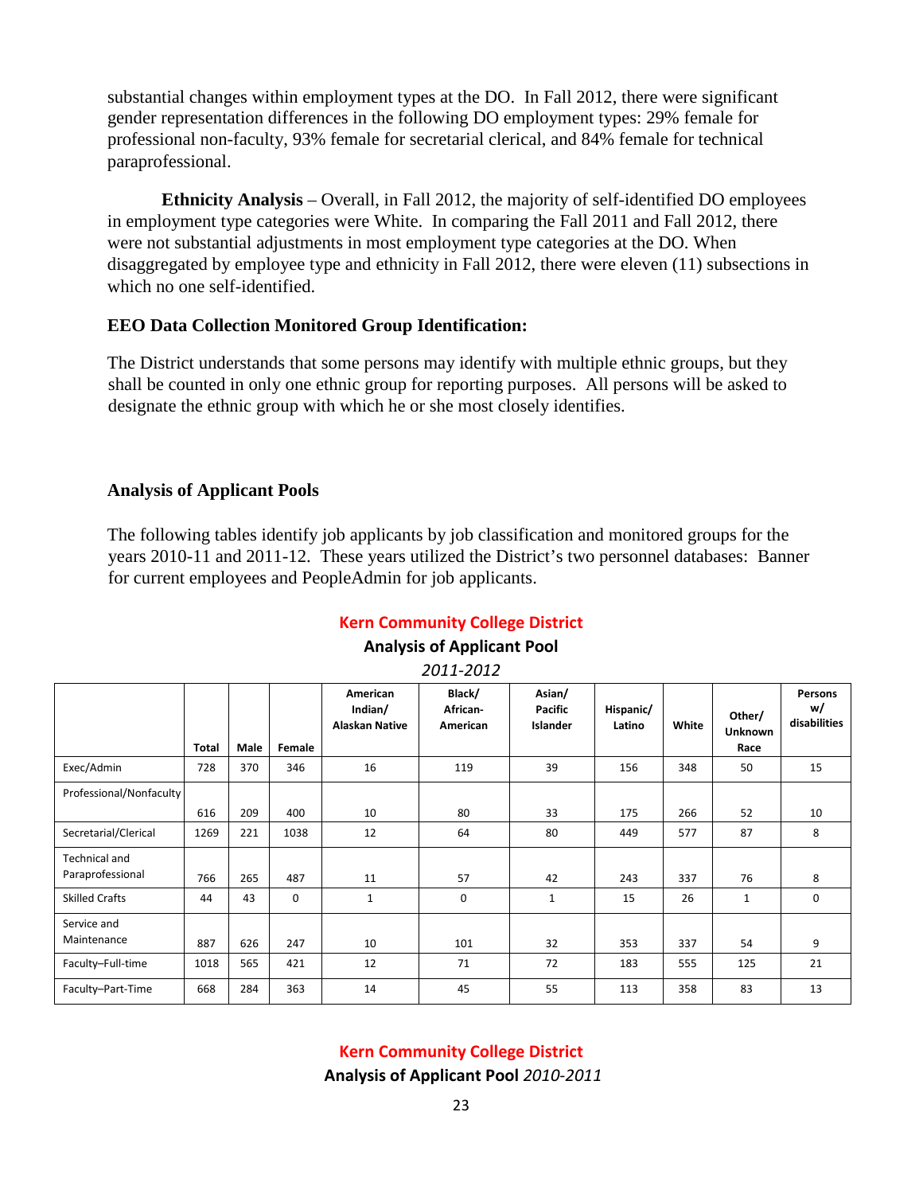substantial changes within employment types at the DO. In Fall 2012, there were significant gender representation differences in the following DO employment types: 29% female for professional non-faculty, 93% female for secretarial clerical, and 84% female for technical paraprofessional.

**Ethnicity Analysis** – Overall, in Fall 2012, the majority of self-identified DO employees in employment type categories were White. In comparing the Fall 2011 and Fall 2012, there were not substantial adjustments in most employment type categories at the DO. When disaggregated by employee type and ethnicity in Fall 2012, there were eleven (11) subsections in which no one self-identified.

### EEO Data Collection Monitored Group Identification:

The District understands that some persons may identify with multiple ethnic groups, but they shall be counted in only one ethnic group for reporting purposes. All persons will be asked to designate the ethnic group with which he or she most closely identifies.

### Analysis of Applicant Pools

The following tables identify job applicants by job classification and monitored groups for the years 2010-11 and 2011-12. These years utilized the District's two personnel databases: Banner for current employees and PeopleAdmin for job applicants.

**Kern Community College District**

**Analysis of Applicant Pool**

*2011-2012*

| | Total | Male | Female | American Indian/ Alaskan Native | Black/ African-American | Asian/ Pacific Islander | Hispanic/ Latino | White | Other/ Unknown Race | Persons w/ disabilities |
|---|---|---|---|---|---|---|---|---|---|---|
| Exec/Admin | 728 | 370 | 346 | 16 | 119 | 39 | 156 | 348 | 50 | 15 |
| Professional/Nonfaculty | 616 | 209 | 400 | 10 | 80 | 33 | 175 | 266 | 52 | 10 |
| Secretarial/Clerical | 1269 | 221 | 1038 | 12 | 64 | 80 | 449 | 577 | 87 | 8 |
| Technical and Paraprofessional | 766 | 265 | 487 | 11 | 57 | 42 | 243 | 337 | 76 | 8 |
| Skilled Crafts | 44 | 43 | 0 | 1 | 0 | 1 | 15 | 26 | 1 | 0 |
| Service and Maintenance | 887 | 626 | 247 | 10 | 101 | 32 | 353 | 337 | 54 | 9 |
| Faculty–Full-time | 1018 | 565 | 421 | 12 | 71 | 72 | 183 | 555 | 125 | 21 |
| Faculty–Part-Time | 668 | 284 | 363 | 14 | 45 | 55 | 113 | 358 | 83 | 13 |

**Kern Community College District**

**Analysis of Applicant Pool** *2010-2011*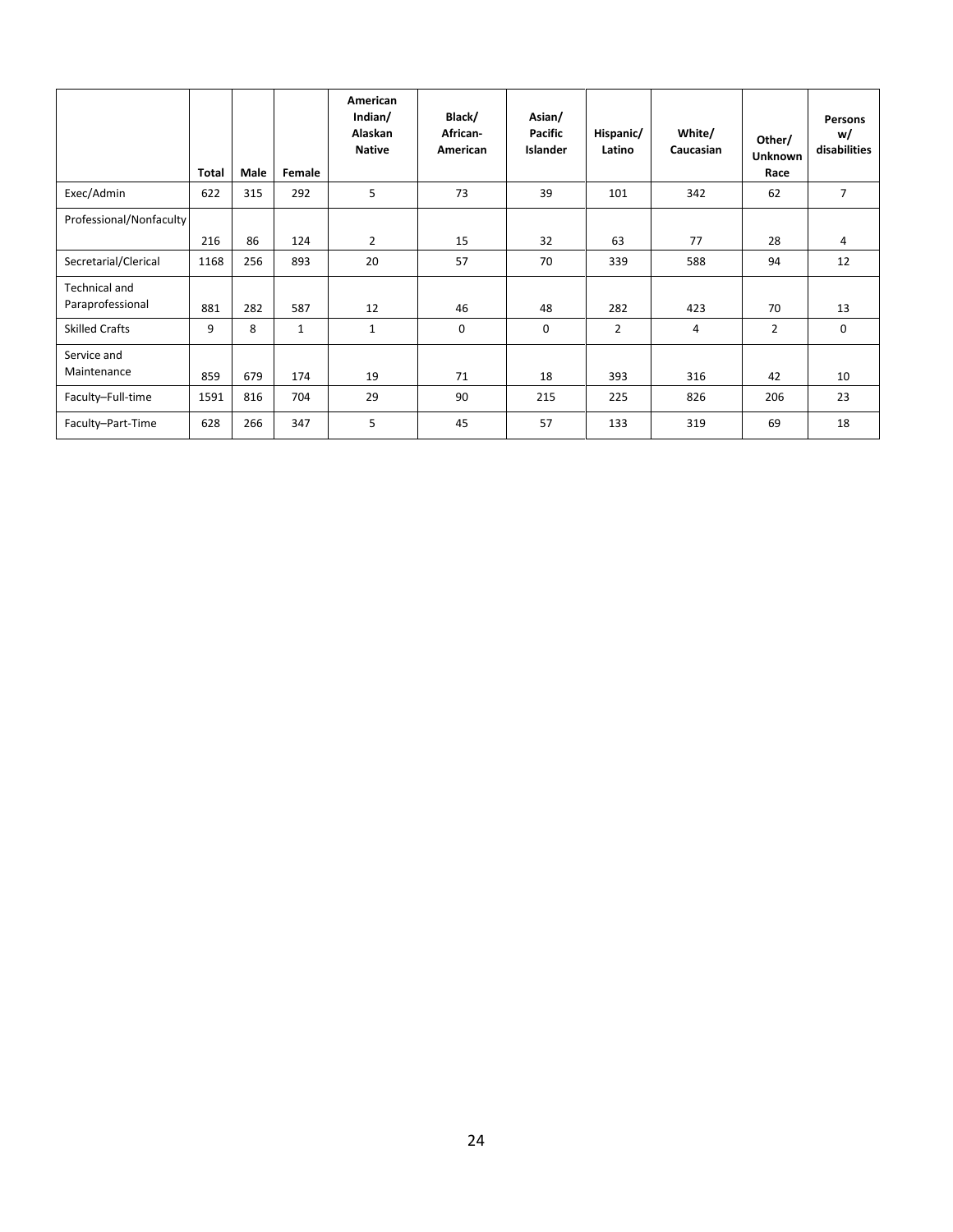| | Total | Male | Female | American Indian/ Alaskan Native | Black/ African-American | Asian/ Pacific Islander | Hispanic/ Latino | White/ Caucasian | Other/ Unknown Race | Persons w/ disabilities |
|---|---|---|---|---|---|---|---|---|---|---|
| Exec/Admin | 622 | 315 | 292 | 5 | 73 | 39 | 101 | 342 | 62 | 7 |
| Professional/Nonfaculty | 216 | 86 | 124 | 2 | 15 | 32 | 63 | 77 | 28 | 4 |
| Secretarial/Clerical | 1168 | 256 | 893 | 20 | 57 | 70 | 339 | 588 | 94 | 12 |
| Technical and Paraprofessional | 881 | 282 | 587 | 12 | 46 | 48 | 282 | 423 | 70 | 13 |
| Skilled Crafts | 9 | 8 | 1 | 1 | 0 | 0 | 2 | 4 | 2 | 0 |
| Service and Maintenance | 859 | 679 | 174 | 19 | 71 | 18 | 393 | 316 | 42 | 10 |
| Faculty–Full-time | 1591 | 816 | 704 | 29 | 90 | 215 | 225 | 826 | 206 | 23 |
| Faculty–Part-Time | 628 | 266 | 347 | 5 | 45 | 57 | 133 | 319 | 69 | 18 |